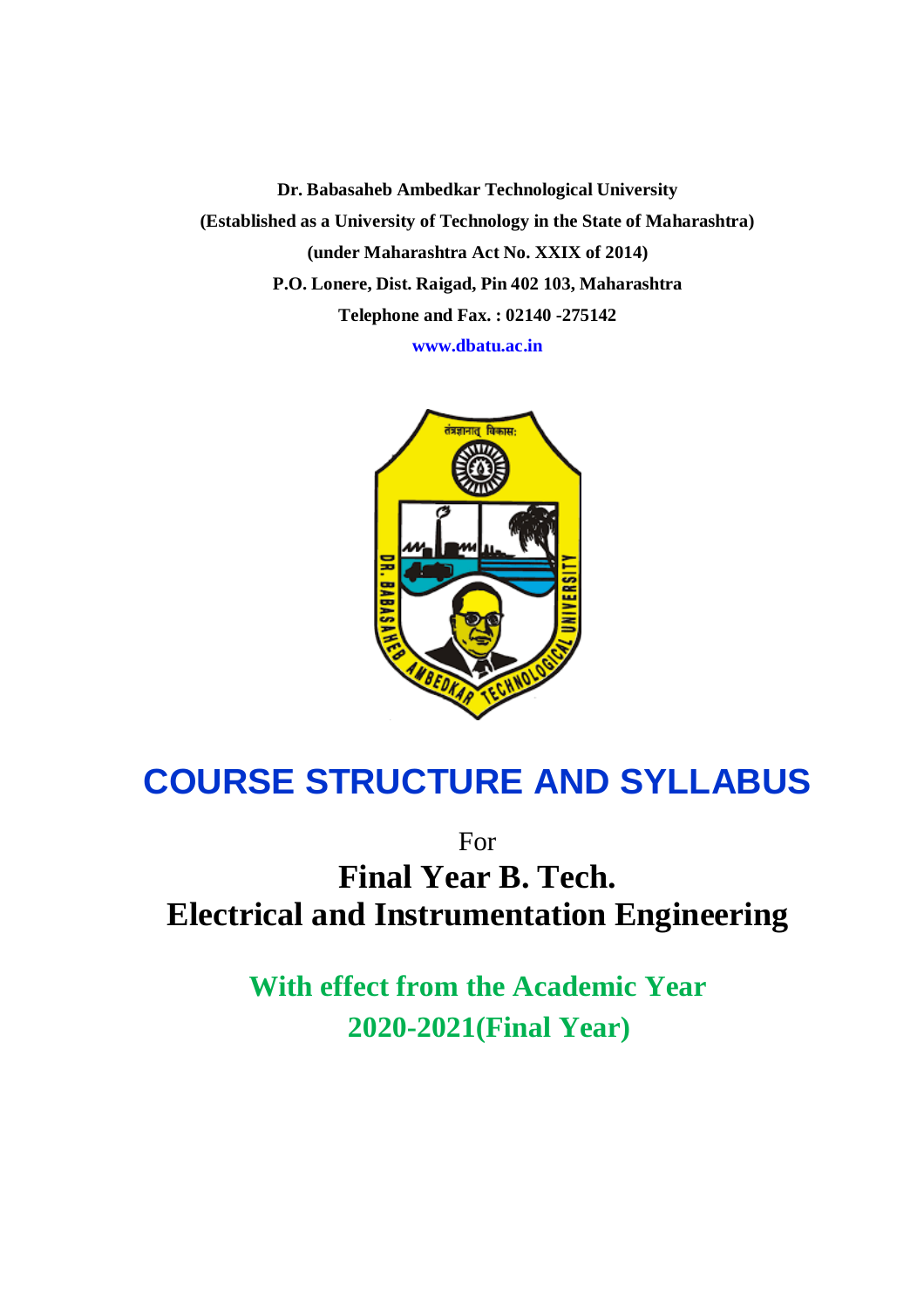**Dr. Babasaheb Ambedkar Technological University**

**(Established as a University of Technology in the State of Maharashtra)**

**(under Maharashtra Act No. XXIX of 2014)**

**P.O. Lonere, Dist. Raigad, Pin 402 103, Maharashtra**

**Telephone and Fax. : 02140 -275142**

**www.dbatu.ac.in**

# COURSE STRUCTURE AND SYLLABUS

For

# Final Year B. Tech.
# Electrical and Instrumentation Engineering

## With effect from the Academic Year 2020-2021(Final Year)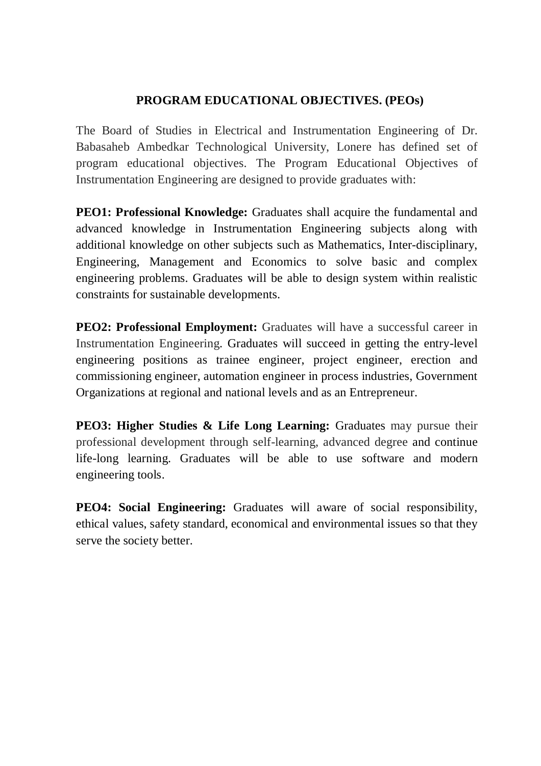## PROGRAM EDUCATIONAL OBJECTIVES. (PEOs)

The Board of Studies in Electrical and Instrumentation Engineering of Dr. Babasaheb Ambedkar Technological University, Lonere has defined set of program educational objectives. The Program Educational Objectives of Instrumentation Engineering are designed to provide graduates with:

**PEO1: Professional Knowledge:** Graduates shall acquire the fundamental and advanced knowledge in Instrumentation Engineering subjects along with additional knowledge on other subjects such as Mathematics, Inter-disciplinary, Engineering, Management and Economics to solve basic and complex engineering problems. Graduates will be able to design system within realistic constraints for sustainable developments.

**PEO2: Professional Employment:** Graduates will have a successful career in Instrumentation Engineering. Graduates will succeed in getting the entry-level engineering positions as trainee engineer, project engineer, erection and commissioning engineer, automation engineer in process industries, Government Organizations at regional and national levels and as an Entrepreneur.

**PEO3: Higher Studies & Life Long Learning:** Graduates may pursue their professional development through self-learning, advanced degree and continue life-long learning. Graduates will be able to use software and modern engineering tools.

**PEO4: Social Engineering:** Graduates will aware of social responsibility, ethical values, safety standard, economical and environmental issues so that they serve the society better.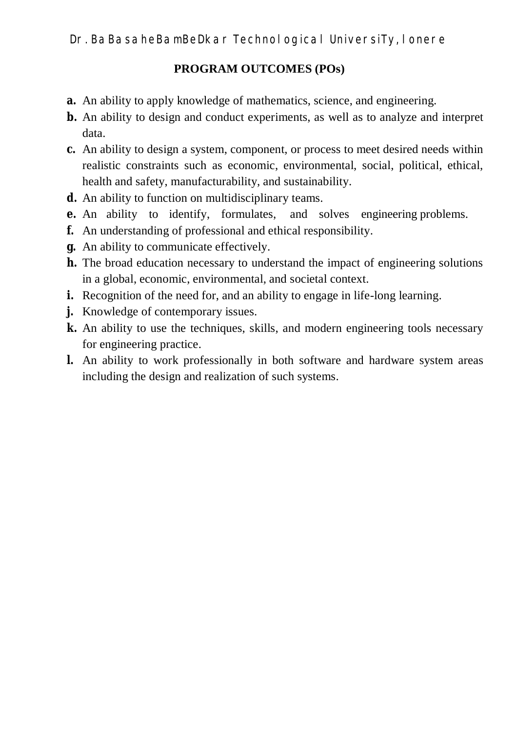## PROGRAM OUTCOMES (POs)

- **a.** An ability to apply knowledge of mathematics, science, and engineering.
- **b.** An ability to design and conduct experiments, as well as to analyze and interpret data.
- **c.** An ability to design a system, component, or process to meet desired needs within realistic constraints such as economic, environmental, social, political, ethical, health and safety, manufacturability, and sustainability.
- **d.** An ability to function on multidisciplinary teams.
- **e.** An ability to identify, formulates, and solves engineering problems.
- **f.** An understanding of professional and ethical responsibility.
- **g.** An ability to communicate effectively.
- **h.** The broad education necessary to understand the impact of engineering solutions in a global, economic, environmental, and societal context.
- **i.** Recognition of the need for, and an ability to engage in life-long learning.
- **j.** Knowledge of contemporary issues.
- **k.** An ability to use the techniques, skills, and modern engineering tools necessary for engineering practice.
- **l.** An ability to work professionally in both software and hardware system areas including the design and realization of such systems.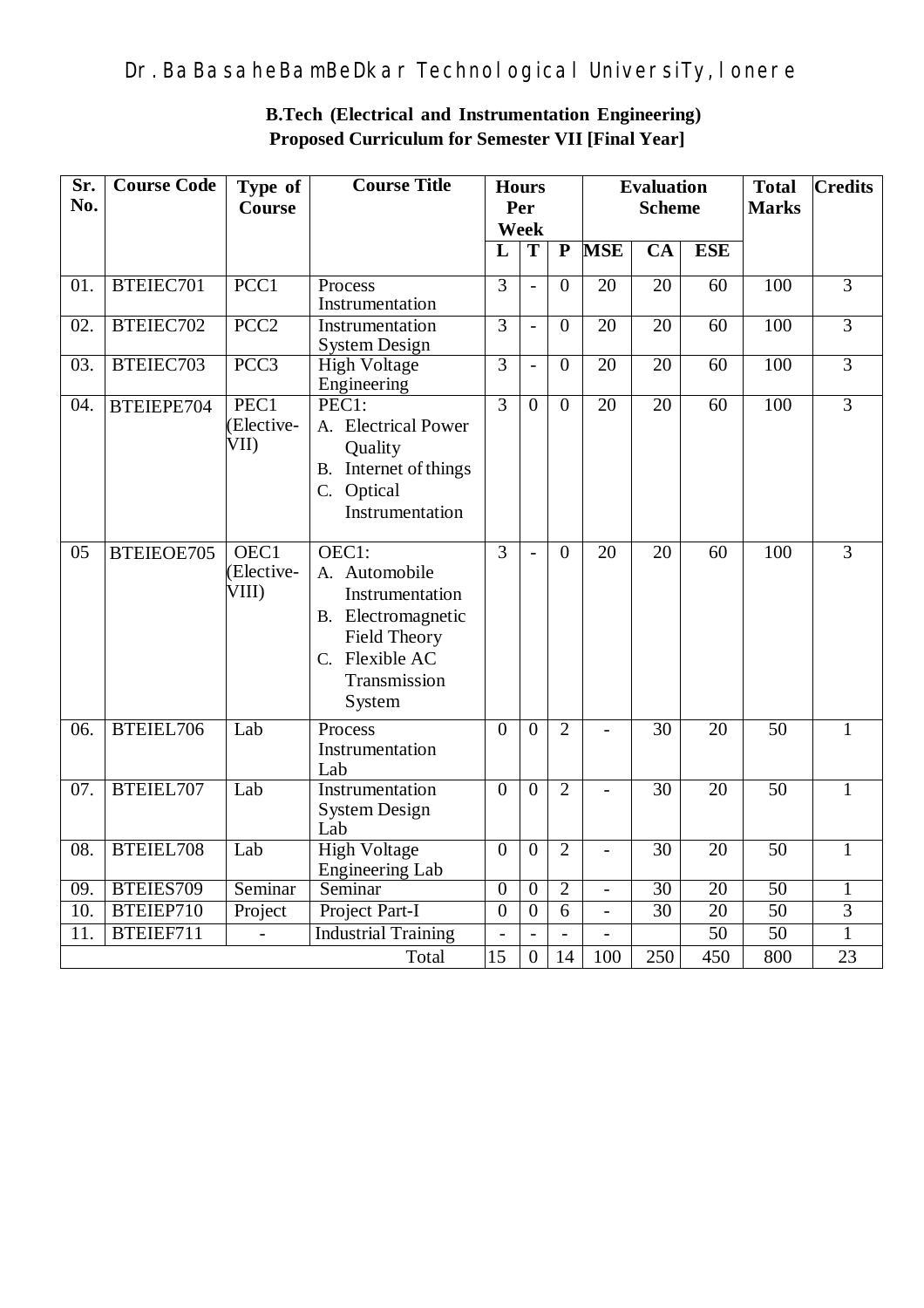# Dr. Babasaheb Ambedkar Technological University, Lonere

**B.Tech (Electrical and Instrumentation Engineering)**
**Proposed Curriculum for Semester VII [Final Year]**

| Sr. No. | Course Code | Type of Course | Course Title | Hours Per Week | | | Evaluation Scheme | | | Total Marks | Credits |
|---|---|---|---|---|---|---|---|---|---|---|---|
| | | | | L | T | P | MSE | CA | ESE | | |
| 01. | BTEIEC701 | PCC1 | Process Instrumentation | 3 | - | 0 | 20 | 20 | 60 | 100 | 3 |
| 02. | BTEIEC702 | PCC2 | Instrumentation System Design | 3 | - | 0 | 20 | 20 | 60 | 100 | 3 |
| 03. | BTEIEC703 | PCC3 | High Voltage Engineering | 3 | - | 0 | 20 | 20 | 60 | 100 | 3 |
| 04. | BTEIEPE704 | PEC1 (Elective-VII) | PEC1: A. Electrical Power Quality B. Internet of things C. Optical Instrumentation | 3 | 0 | 0 | 20 | 20 | 60 | 100 | 3 |
| 05 | BTEIEOE705 | OEC1 (Elective-VIII) | OEC1: A. Automobile Instrumentation B. Electromagnetic Field Theory C. Flexible AC Transmission System | 3 | - | 0 | 20 | 20 | 60 | 100 | 3 |
| 06. | BTEIEL706 | Lab | Process Instrumentation Lab | 0 | 0 | 2 | - | 30 | 20 | 50 | 1 |
| 07. | BTEIEL707 | Lab | Instrumentation System Design Lab | 0 | 0 | 2 | - | 30 | 20 | 50 | 1 |
| 08. | BTEIEL708 | Lab | High Voltage Engineering Lab | 0 | 0 | 2 | - | 30 | 20 | 50 | 1 |
| 09. | BTEIES709 | Seminar | Seminar | 0 | 0 | 2 | - | 30 | 20 | 50 | 1 |
| 10. | BTEIEP710 | Project | Project Part-I | 0 | 0 | 6 | - | 30 | 20 | 50 | 3 |
| 11. | BTEIEF711 | - | Industrial Training | - | - | - | - | | 50 | 50 | 1 |
| | | | Total | 15 | 0 | 14 | 100 | 250 | 450 | 800 | 23 |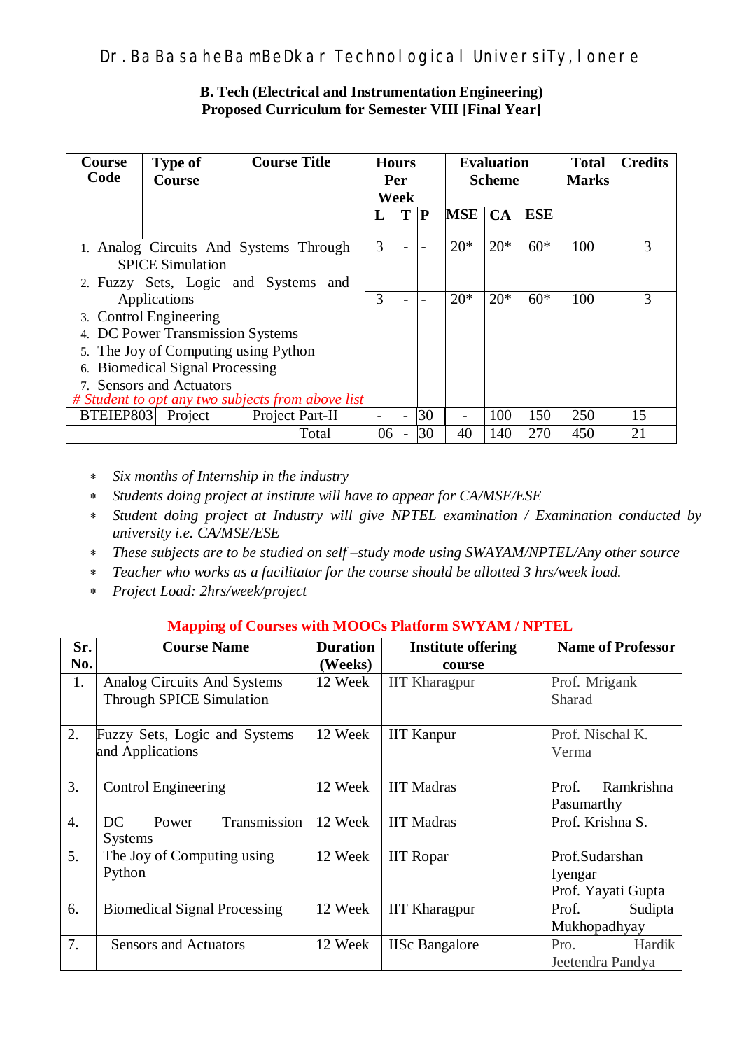# Dr. Babasaheb Ambedkar Technological University, Lonere

**B. Tech (Electrical and Instrumentation Engineering)**
**Proposed Curriculum for Semester VIII [Final Year]**

| Course Code | Type of Course | Course Title | Hours Per Week | | | Evaluation Scheme | | | Total Marks | Credits |
|---|---|---|---|---|---|---|---|---|---|---|
| | | | L | T | P | MSE | CA | ESE | | |
| 1. Analog Circuits And Systems Through SPICE Simulation<br>2. Fuzzy Sets, Logic and Systems and Applications<br>3. Control Engineering<br>4. DC Power Transmission Systems<br>5. The Joy of Computing using Python<br>6. Biomedical Signal Processing<br>7. Sensors and Actuators<br>*# Student to opt any two subjects from above list* | | | 3 | - | - | 20* | 20* | 60* | 100 | 3 |
| | | | 3 | - | - | 20* | 20* | 60* | 100 | 3 |
| BTEIEP803 | Project | Project Part-II | - | - | 30 | - | 100 | 150 | 250 | 15 |
| | | Total | 06 | - | 30 | 40 | 140 | 270 | 450 | 21 |

- *Six months of Internship in the industry*
- *Students doing project at institute will have to appear for CA/MSE/ESE*
- *Student doing project at Industry will give NPTEL examination / Examination conducted by university i.e. CA/MSE/ESE*
- *These subjects are to be studied on self –study mode using SWAYAM/NPTEL/Any other source*
- *Teacher who works as a facilitator for the course should be allotted 3 hrs/week load.*
- *Project Load: 2hrs/week/project*

**Mapping of Courses with MOOCs Platform SWYAM / NPTEL**

| Sr. No. | Course Name | Duration (Weeks) | Institute offering course | Name of Professor |
|---|---|---|---|---|
| 1. | Analog Circuits And Systems Through SPICE Simulation | 12 Week | IIT Kharagpur | Prof. Mrigank Sharad |
| 2. | Fuzzy Sets, Logic and Systems and Applications | 12 Week | IIT Kanpur | Prof. Nischal K. Verma |
| 3. | Control Engineering | 12 Week | IIT Madras | Prof. Ramkrishna Pasumarthy |
| 4. | DC Power Transmission Systems | 12 Week | IIT Madras | Prof. Krishna S. |
| 5. | The Joy of Computing using Python | 12 Week | IIT Ropar | Prof.Sudarshan Iyengar<br>Prof. Yayati Gupta |
| 6. | Biomedical Signal Processing | 12 Week | IIT Kharagpur | Prof. Sudipta Mukhopadhyay |
| 7. | Sensors and Actuators | 12 Week | IISc Bangalore | Pro. Hardik Jeetendra Pandya |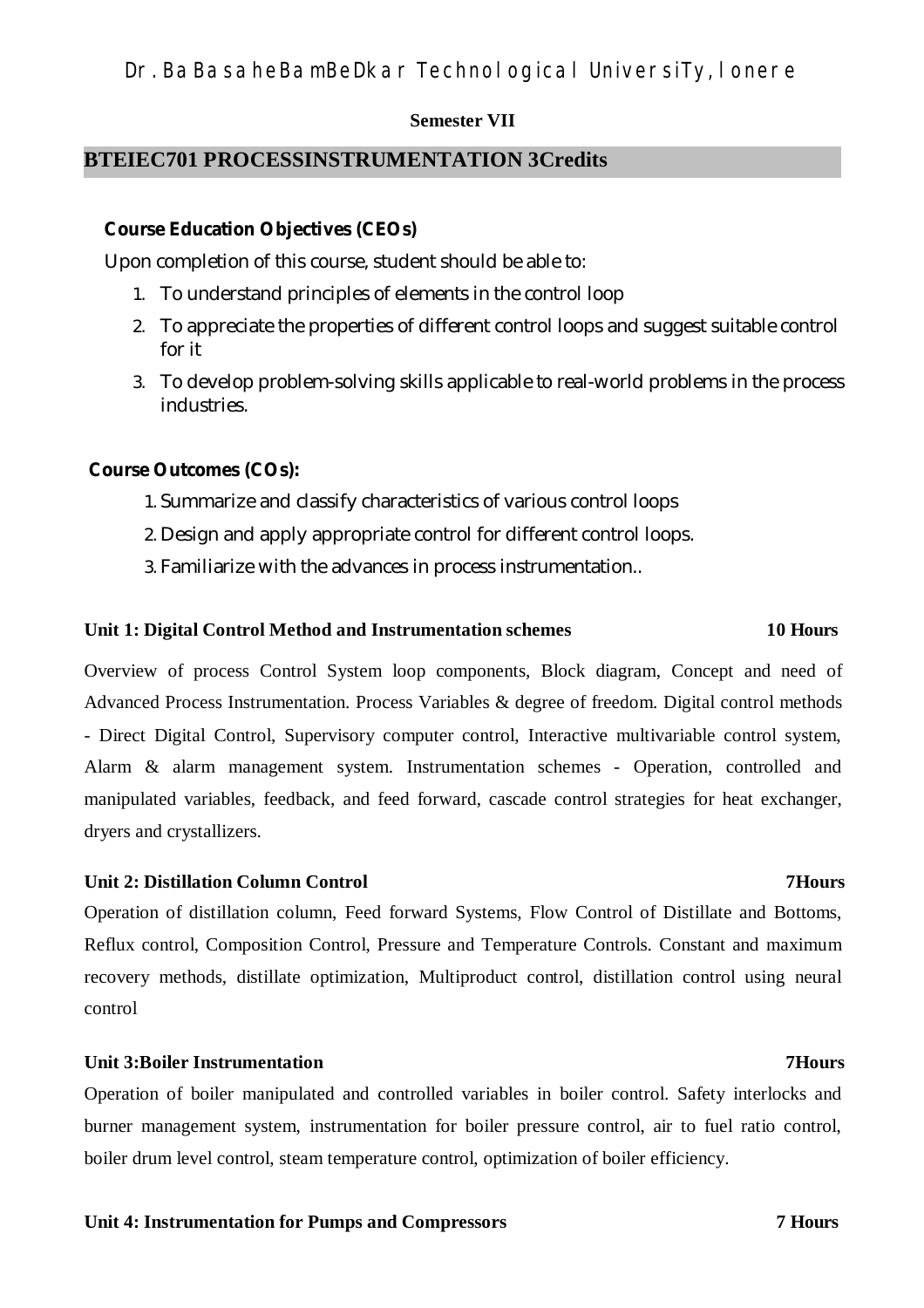**Semester VII**

## BTEIEC701 PROCESSINSTRUMENTATION 3Credits

**Course Education Objectives (CEOs)**

Upon completion of this course, student should be able to:

1. To understand principles of elements in the control loop
2. To appreciate the properties of different control loops and suggest suitable control for it
3. To develop problem-solving skills applicable to real-world problems in the process industries.

**Course Outcomes (COs):**

1. Summarize and classify characteristics of various control loops
2. Design and apply appropriate control for different control loops.
3. Familiarize with the advances in process instrumentation..

**Unit 1: Digital Control Method and Instrumentation schemes 10 Hours**

Overview of process Control System loop components, Block diagram, Concept and need of Advanced Process Instrumentation. Process Variables & degree of freedom. Digital control methods - Direct Digital Control, Supervisory computer control, Interactive multivariable control system, Alarm & alarm management system. Instrumentation schemes - Operation, controlled and manipulated variables, feedback, and feed forward, cascade control strategies for heat exchanger, dryers and crystallizers.

**Unit 2: Distillation Column Control 7Hours**

Operation of distillation column, Feed forward Systems, Flow Control of Distillate and Bottoms, Reflux control, Composition Control, Pressure and Temperature Controls. Constant and maximum recovery methods, distillate optimization, Multiproduct control, distillation control using neural control

**Unit 3:Boiler Instrumentation 7Hours**

Operation of boiler manipulated and controlled variables in boiler control. Safety interlocks and burner management system, instrumentation for boiler pressure control, air to fuel ratio control, boiler drum level control, steam temperature control, optimization of boiler efficiency.

**Unit 4: Instrumentation for Pumps and Compressors 7 Hours**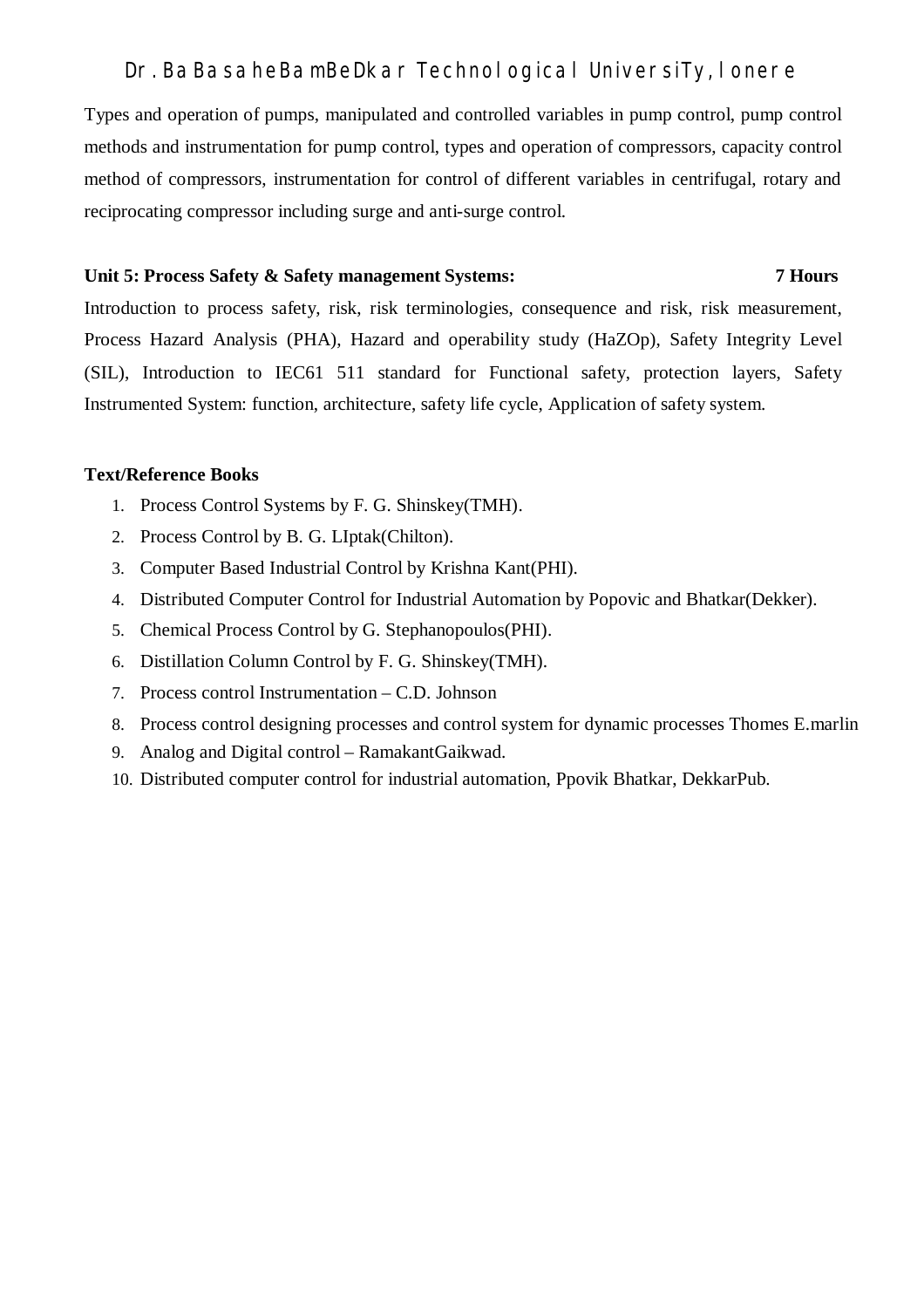Types and operation of pumps, manipulated and controlled variables in pump control, pump control methods and instrumentation for pump control, types and operation of compressors, capacity control method of compressors, instrumentation for control of different variables in centrifugal, rotary and reciprocating compressor including surge and anti-surge control.

**Unit 5: Process Safety & Safety management Systems: 7 Hours**

Introduction to process safety, risk, risk terminologies, consequence and risk, risk measurement, Process Hazard Analysis (PHA), Hazard and operability study (HaZOp), Safety Integrity Level (SIL), Introduction to IEC61 511 standard for Functional safety, protection layers, Safety Instrumented System: function, architecture, safety life cycle, Application of safety system.

**Text/Reference Books**

1. Process Control Systems by F. G. Shinskey(TMH).
2. Process Control by B. G. LIptak(Chilton).
3. Computer Based Industrial Control by Krishna Kant(PHI).
4. Distributed Computer Control for Industrial Automation by Popovic and Bhatkar(Dekker).
5. Chemical Process Control by G. Stephanopoulos(PHI).
6. Distillation Column Control by F. G. Shinskey(TMH).
7. Process control Instrumentation – C.D. Johnson
8. Process control designing processes and control system for dynamic processes Thomes E.marlin
9. Analog and Digital control – RamakantGaikwad.
10. Distributed computer control for industrial automation, Ppovik Bhatkar, DekkarPub.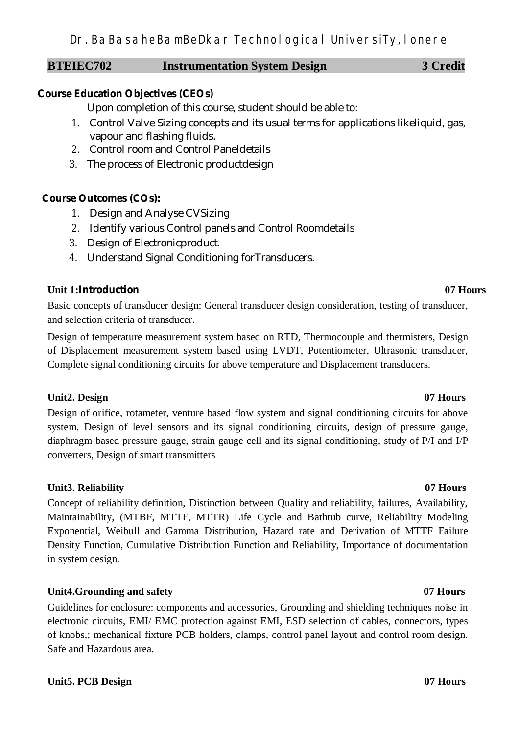Dr. BaBasaheBamBeDkar TechnologicalUniversiTy, lonere

| BTEIEC702 | Instrumentation System Design | 3 Credit |
|---|---|---|

**Course Education Objectives (CEOs)**

Upon completion of this course, student should be able to:

1. Control Valve Sizing concepts and its usual terms for applications likeliquid, gas, vapour and flashing fluids.
2. Control room and Control Paneldetails
3. The process of Electronic productdesign

**Course Outcomes (COs):**

1. Design and Analyse CVSizing
2. Identify various Control panels and Control Roomdetails
3. Design of Electronicproduct.
4. Understand Signal Conditioning forTransducers.

**Unit 1:Introduction** **07 Hours**

Basic concepts of transducer design: General transducer design consideration, testing of transducer, and selection criteria of transducer.

Design of temperature measurement system based on RTD, Thermocouple and thermisters, Design of Displacement measurement system based using LVDT, Potentiometer, Ultrasonic transducer, Complete signal conditioning circuits for above temperature and Displacement transducers.

**Unit2. Design** **07 Hours**

Design of orifice, rotameter, venture based flow system and signal conditioning circuits for above system. Design of level sensors and its signal conditioning circuits, design of pressure gauge, diaphragm based pressure gauge, strain gauge cell and its signal conditioning, study of P/I and I/P converters, Design of smart transmitters

**Unit3. Reliability** **07 Hours**

Concept of reliability definition, Distinction between Quality and reliability, failures, Availability, Maintainability, (MTBF, MTTF, MTTR) Life Cycle and Bathtub curve, Reliability Modeling Exponential, Weibull and Gamma Distribution, Hazard rate and Derivation of MTTF Failure Density Function, Cumulative Distribution Function and Reliability, Importance of documentation in system design.

**Unit4.Grounding and safety** **07 Hours**

Guidelines for enclosure: components and accessories, Grounding and shielding techniques noise in electronic circuits, EMI/ EMC protection against EMI, ESD selection of cables, connectors, types of knobs,; mechanical fixture PCB holders, clamps, control panel layout and control room design. Safe and Hazardous area.

**Unit5. PCB Design** **07 Hours**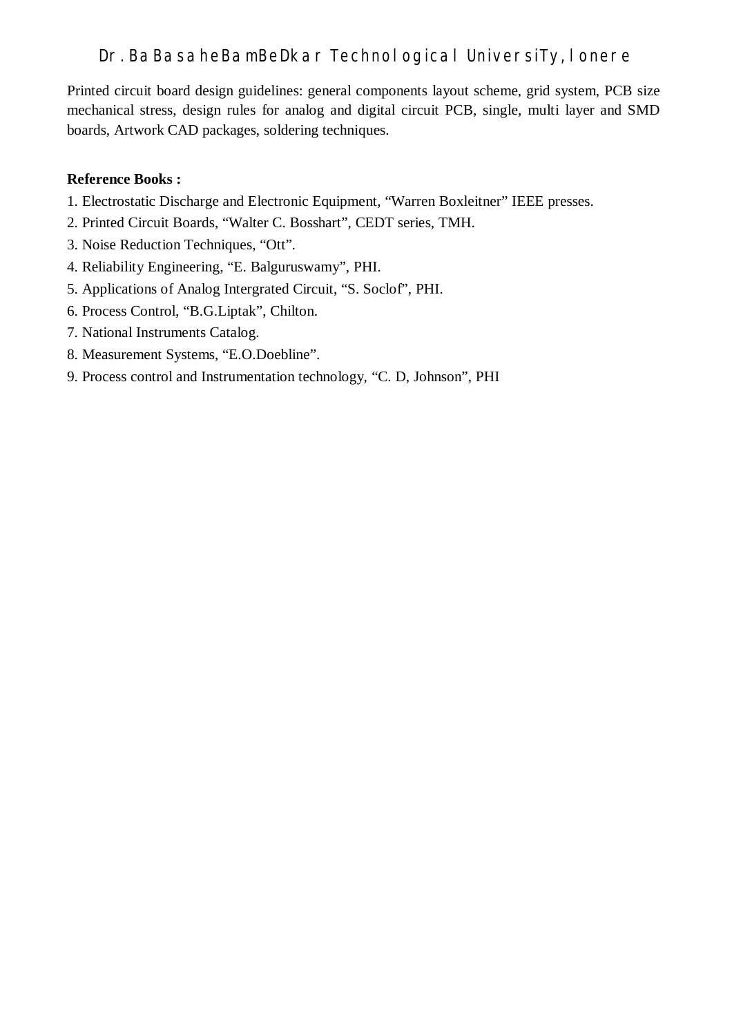Printed circuit board design guidelines: general components layout scheme, grid system, PCB size mechanical stress, design rules for analog and digital circuit PCB, single, multi layer and SMD boards, Artwork CAD packages, soldering techniques.

**Reference Books :**

1. Electrostatic Discharge and Electronic Equipment, "Warren Boxleitner" IEEE presses.
2. Printed Circuit Boards, "Walter C. Bosshart", CEDT series, TMH.
3. Noise Reduction Techniques, "Ott".
4. Reliability Engineering, "E. Balguruswamy", PHI.
5. Applications of Analog Intergrated Circuit, "S. Soclof", PHI.
6. Process Control, "B.G.Liptak", Chilton.
7. National Instruments Catalog.
8. Measurement Systems, "E.O.Doebline".
9. Process control and Instrumentation technology, "C. D, Johnson", PHI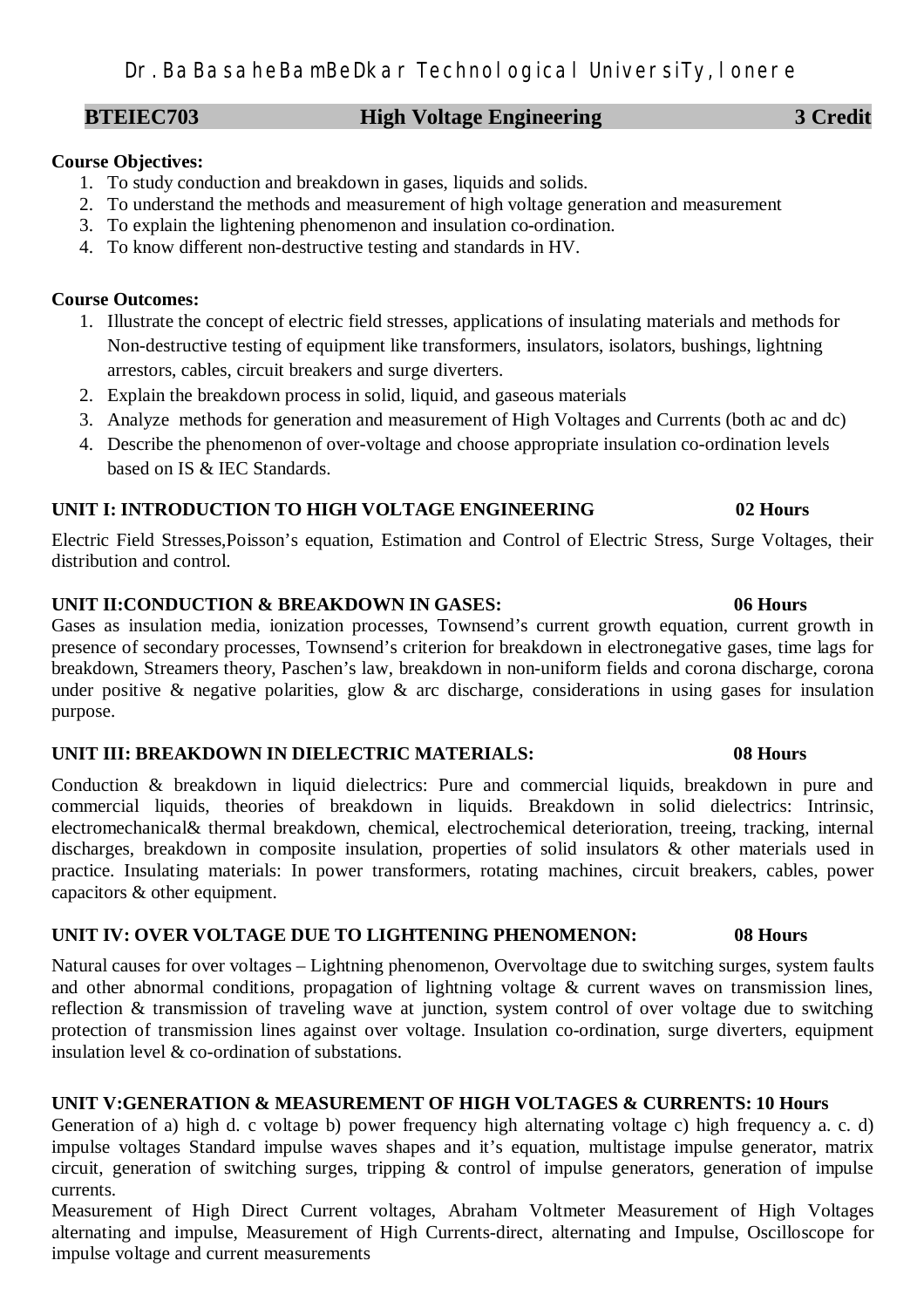| BTEIEC703 | High Voltage Engineering | 3 Credit |
|---|---|---|

**Course Objectives:**

1. To study conduction and breakdown in gases, liquids and solids.
2. To understand the methods and measurement of high voltage generation and measurement
3. To explain the lightening phenomenon and insulation co-ordination.
4. To know different non-destructive testing and standards in HV.

**Course Outcomes:**

1. Illustrate the concept of electric field stresses, applications of insulating materials and methods for Non-destructive testing of equipment like transformers, insulators, isolators, bushings, lightning arrestors, cables, circuit breakers and surge diverters.
2. Explain the breakdown process in solid, liquid, and gaseous materials
3. Analyze methods for generation and measurement of High Voltages and Currents (both ac and dc)
4. Describe the phenomenon of over-voltage and choose appropriate insulation co-ordination levels based on IS & IEC Standards.

**UNIT I: INTRODUCTION TO HIGH VOLTAGE ENGINEERING — 02 Hours**

Electric Field Stresses,Poisson's equation, Estimation and Control of Electric Stress, Surge Voltages, their distribution and control.

**UNIT II:CONDUCTION & BREAKDOWN IN GASES: — 06 Hours**

Gases as insulation media, ionization processes, Townsend's current growth equation, current growth in presence of secondary processes, Townsend's criterion for breakdown in electronegative gases, time lags for breakdown, Streamers theory, Paschen's law, breakdown in non-uniform fields and corona discharge, corona under positive & negative polarities, glow & arc discharge, considerations in using gases for insulation purpose.

**UNIT III: BREAKDOWN IN DIELECTRIC MATERIALS: — 08 Hours**

Conduction & breakdown in liquid dielectrics: Pure and commercial liquids, breakdown in pure and commercial liquids, theories of breakdown in liquids. Breakdown in solid dielectrics: Intrinsic, electromechanical& thermal breakdown, chemical, electrochemical deterioration, treeing, tracking, internal discharges, breakdown in composite insulation, properties of solid insulators & other materials used in practice. Insulating materials: In power transformers, rotating machines, circuit breakers, cables, power capacitors & other equipment.

**UNIT IV: OVER VOLTAGE DUE TO LIGHTENING PHENOMENON: — 08 Hours**

Natural causes for over voltages – Lightning phenomenon, Overvoltage due to switching surges, system faults and other abnormal conditions, propagation of lightning voltage & current waves on transmission lines, reflection & transmission of traveling wave at junction, system control of over voltage due to switching protection of transmission lines against over voltage. Insulation co-ordination, surge diverters, equipment insulation level & co-ordination of substations.

**UNIT V:GENERATION & MEASUREMENT OF HIGH VOLTAGES & CURRENTS: 10 Hours**

Generation of a) high d. c voltage b) power frequency high alternating voltage c) high frequency a. c. d) impulse voltages Standard impulse waves shapes and it's equation, multistage impulse generator, matrix circuit, generation of switching surges, tripping & control of impulse generators, generation of impulse currents.

Measurement of High Direct Current voltages, Abraham Voltmeter Measurement of High Voltages alternating and impulse, Measurement of High Currents-direct, alternating and Impulse, Oscilloscope for impulse voltage and current measurements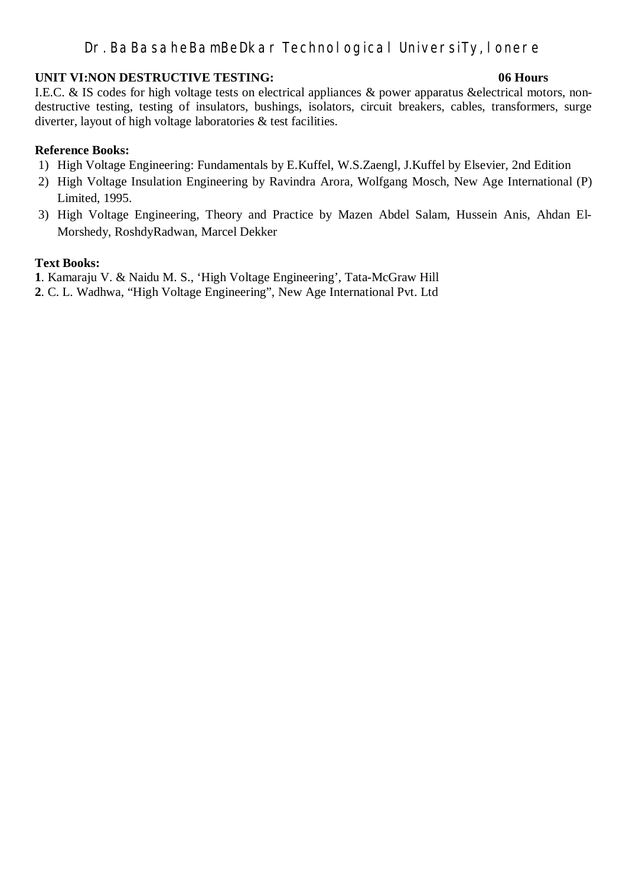**UNIT VI:NON DESTRUCTIVE TESTING: 06 Hours**

I.E.C. & IS codes for high voltage tests on electrical appliances & power apparatus &electrical motors, non-destructive testing, testing of insulators, bushings, isolators, circuit breakers, cables, transformers, surge diverter, layout of high voltage laboratories & test facilities.

**Reference Books:**

1) High Voltage Engineering: Fundamentals by E.Kuffel, W.S.Zaengl, J.Kuffel by Elsevier, 2nd Edition
2) High Voltage Insulation Engineering by Ravindra Arora, Wolfgang Mosch, New Age International (P) Limited, 1995.
3) High Voltage Engineering, Theory and Practice by Mazen Abdel Salam, Hussein Anis, Ahdan El-Morshedy, RoshdyRadwan, Marcel Dekker

**Text Books:**

**1**. Kamaraju V. & Naidu M. S., 'High Voltage Engineering', Tata-McGraw Hill

**2**. C. L. Wadhwa, "High Voltage Engineering", New Age International Pvt. Ltd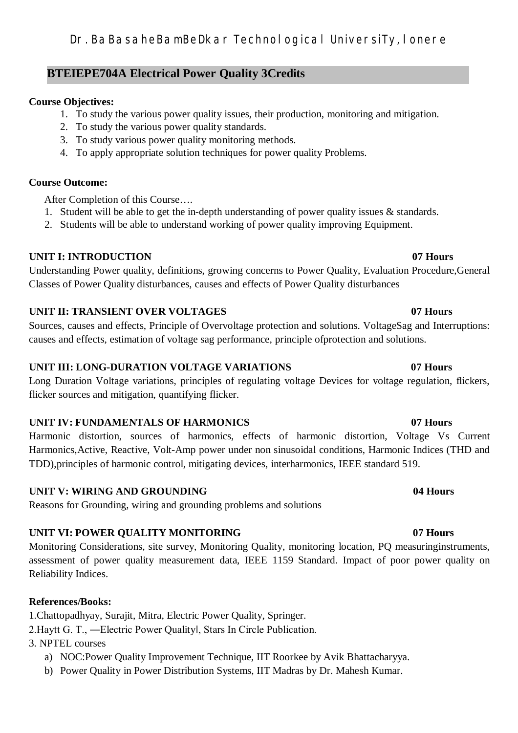## BTEIEPE704A Electrical Power Quality 3Credits

**Course Objectives:**

1. To study the various power quality issues, their production, monitoring and mitigation.
2. To study the various power quality standards.
3. To study various power quality monitoring methods.
4. To apply appropriate solution techniques for power quality Problems.

**Course Outcome:**

After Completion of this Course….

1. Student will be able to get the in-depth understanding of power quality issues & standards.
2. Students will be able to understand working of power quality improving Equipment.

**UNIT I: INTRODUCTION 07 Hours**

Understanding Power quality, definitions, growing concerns to Power Quality, Evaluation Procedure,General Classes of Power Quality disturbances, causes and effects of Power Quality disturbances

**UNIT II: TRANSIENT OVER VOLTAGES 07 Hours**

Sources, causes and effects, Principle of Overvoltage protection and solutions. VoltageSag and Interruptions: causes and effects, estimation of voltage sag performance, principle ofprotection and solutions.

**UNIT III: LONG-DURATION VOLTAGE VARIATIONS 07 Hours**

Long Duration Voltage variations, principles of regulating voltage Devices for voltage regulation, flickers, flicker sources and mitigation, quantifying flicker.

**UNIT IV: FUNDAMENTALS OF HARMONICS 07 Hours**

Harmonic distortion, sources of harmonics, effects of harmonic distortion, Voltage Vs Current Harmonics,Active, Reactive, Volt-Amp power under non sinusoidal conditions, Harmonic Indices (THD and TDD),principles of harmonic control, mitigating devices, interharmonics, IEEE standard 519.

**UNIT V: WIRING AND GROUNDING 04 Hours**

Reasons for Grounding, wiring and grounding problems and solutions

**UNIT VI: POWER QUALITY MONITORING 07 Hours**

Monitoring Considerations, site survey, Monitoring Quality, monitoring location, PQ measuringinstruments, assessment of power quality measurement data, IEEE 1159 Standard. Impact of poor power quality on Reliability Indices.

**References/Books:**

1.Chattopadhyay, Surajit, Mitra, Electric Power Quality, Springer.

2.Haytt G. T., ―Electric Power Quality‖, Stars In Circle Publication.

3. NPTEL courses

   a) NOC:Power Quality Improvement Technique, IIT Roorkee by Avik Bhattacharyya.
   b) Power Quality in Power Distribution Systems, IIT Madras by Dr. Mahesh Kumar.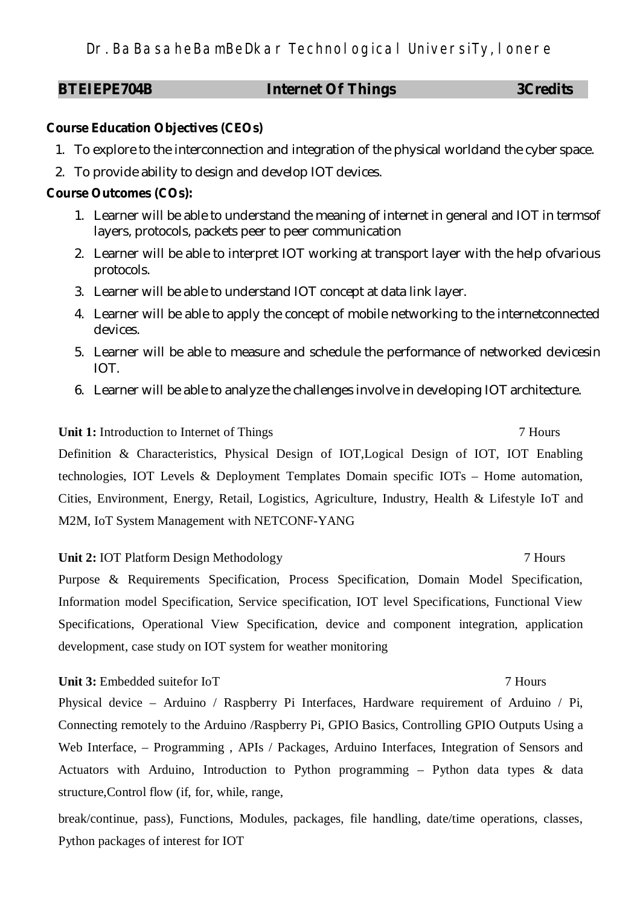Dr. BaBasaheBamBeDkar TechnologicaI UniversiTy, lonere

| BTEIEPE704B | Internet Of Things | 3Credits |
|---|---|---|

**Course Education Objectives (CEOs)**

1. To explore to the interconnection and integration of the physical worldand the cyber space.
2. To provide ability to design and develop IOT devices.

**Course Outcomes (COs):**

1. Learner will be able to understand the meaning of internet in general and IOT in termsof layers, protocols, packets peer to peer communication
2. Learner will be able to interpret IOT working at transport layer with the help ofvarious protocols.
3. Learner will be able to understand IOT concept at data link layer.
4. Learner will be able to apply the concept of mobile networking to the internetconnected devices.
5. Learner will be able to measure and schedule the performance of networked devicesin IOT.
6. Learner will be able to analyze the challenges involve in developing IOT architecture.

**Unit 1:** Introduction to Internet of Things 7 Hours

Definition & Characteristics, Physical Design of IOT,Logical Design of IOT, IOT Enabling technologies, IOT Levels & Deployment Templates Domain specific IOTs – Home automation, Cities, Environment, Energy, Retail, Logistics, Agriculture, Industry, Health & Lifestyle IoT and M2M, IoT System Management with NETCONF-YANG

**Unit 2:** IOT Platform Design Methodology 7 Hours

Purpose & Requirements Specification, Process Specification, Domain Model Specification, Information model Specification, Service specification, IOT level Specifications, Functional View Specifications, Operational View Specification, device and component integration, application development, case study on IOT system for weather monitoring

**Unit 3:** Embedded suitefor IoT 7 Hours

Physical device – Arduino / Raspberry Pi Interfaces, Hardware requirement of Arduino / Pi, Connecting remotely to the Arduino /Raspberry Pi, GPIO Basics, Controlling GPIO Outputs Using a Web Interface, – Programming , APIs / Packages, Arduino Interfaces, Integration of Sensors and Actuators with Arduino, Introduction to Python programming – Python data types & data structure,Control flow (if, for, while, range,

break/continue, pass), Functions, Modules, packages, file handling, date/time operations, classes, Python packages of interest for IOT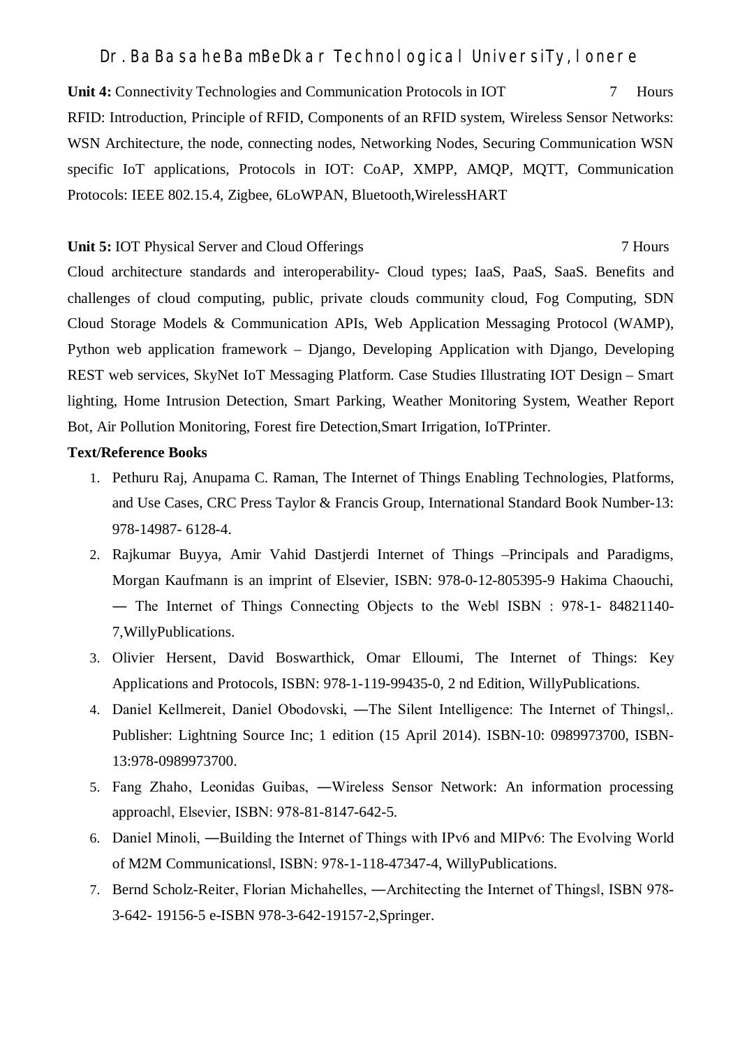**Unit 4:** Connectivity Technologies and Communication Protocols in IOT 7 Hours

RFID: Introduction, Principle of RFID, Components of an RFID system, Wireless Sensor Networks: WSN Architecture, the node, connecting nodes, Networking Nodes, Securing Communication WSN specific IoT applications, Protocols in IOT: CoAP, XMPP, AMQP, MQTT, Communication Protocols: IEEE 802.15.4, Zigbee, 6LoWPAN, Bluetooth,WirelessHART

**Unit 5:** IOT Physical Server and Cloud Offerings 7 Hours

Cloud architecture standards and interoperability- Cloud types; IaaS, PaaS, SaaS. Benefits and challenges of cloud computing, public, private clouds community cloud, Fog Computing, SDN Cloud Storage Models & Communication APIs, Web Application Messaging Protocol (WAMP), Python web application framework – Django, Developing Application with Django, Developing REST web services, SkyNet IoT Messaging Platform. Case Studies Illustrating IOT Design – Smart lighting, Home Intrusion Detection, Smart Parking, Weather Monitoring System, Weather Report Bot, Air Pollution Monitoring, Forest fire Detection,Smart Irrigation, IoTPrinter.

**Text/Reference Books**

1. Pethuru Raj, Anupama C. Raman, The Internet of Things Enabling Technologies, Platforms, and Use Cases, CRC Press Taylor & Francis Group, International Standard Book Number-13: 978-14987- 6128-4.
2. Rajkumar Buyya, Amir Vahid Dastjerdi Internet of Things –Principals and Paradigms, Morgan Kaufmann is an imprint of Elsevier, ISBN: 978-0-12-805395-9 Hakima Chaouchi, ― The Internet of Things Connecting Objects to the Web‖ ISBN : 978-1- 84821140-7,WillyPublications.
3. Olivier Hersent, David Boswarthick, Omar Elloumi, The Internet of Things: Key Applications and Protocols, ISBN: 978-1-119-99435-0, 2 nd Edition, WillyPublications.
4. Daniel Kellmereit, Daniel Obodovski, ―The Silent Intelligence: The Internet of Things‖,. Publisher: Lightning Source Inc; 1 edition (15 April 2014). ISBN-10: 0989973700, ISBN-13:978-0989973700.
5. Fang Zhaho, Leonidas Guibas, ―Wireless Sensor Network: An information processing approach‖, Elsevier, ISBN: 978-81-8147-642-5.
6. Daniel Minoli, ―Building the Internet of Things with IPv6 and MIPv6: The Evolving World of M2M Communications‖, ISBN: 978-1-118-47347-4, WillyPublications.
7. Bernd Scholz-Reiter, Florian Michahelles, ―Architecting the Internet of Things‖, ISBN 978-3-642- 19156-5 e-ISBN 978-3-642-19157-2,Springer.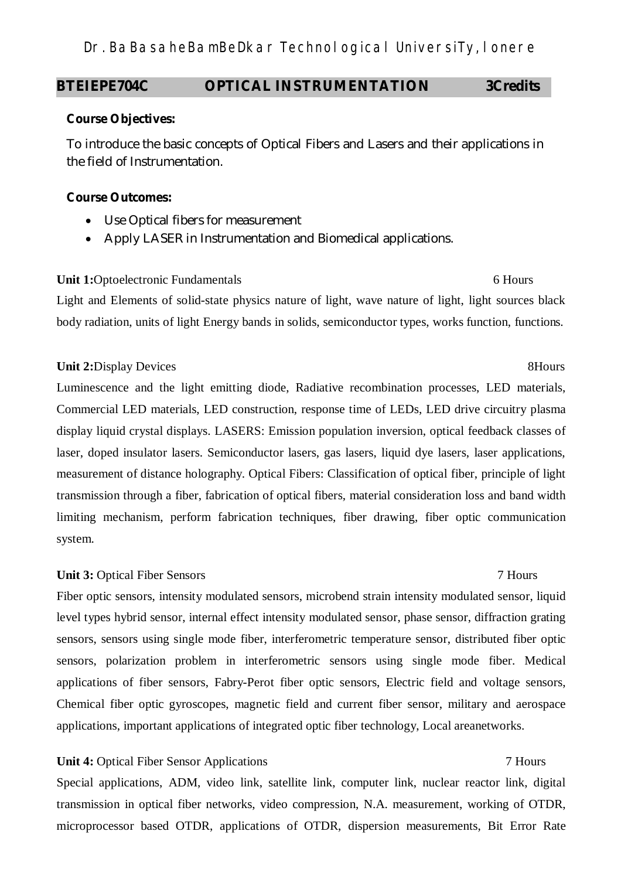## BTEIEPE704C OPTICAL INSTRUMENTATION 3Credits

**Course Objectives:**

To introduce the basic concepts of Optical Fibers and Lasers and their applications in the field of Instrumentation.

**Course Outcomes:**

- Use Optical fibers for measurement
- Apply LASER in Instrumentation and Biomedical applications.

**Unit 1:**Optoelectronic Fundamentals 6 Hours

Light and Elements of solid-state physics nature of light, wave nature of light, light sources black body radiation, units of light Energy bands in solids, semiconductor types, works function, functions.

**Unit 2:**Display Devices 8Hours

Luminescence and the light emitting diode, Radiative recombination processes, LED materials, Commercial LED materials, LED construction, response time of LEDs, LED drive circuitry plasma display liquid crystal displays. LASERS: Emission population inversion, optical feedback classes of laser, doped insulator lasers. Semiconductor lasers, gas lasers, liquid dye lasers, laser applications, measurement of distance holography. Optical Fibers: Classification of optical fiber, principle of light transmission through a fiber, fabrication of optical fibers, material consideration loss and band width limiting mechanism, perform fabrication techniques, fiber drawing, fiber optic communication system.

**Unit 3:** Optical Fiber Sensors 7 Hours

Fiber optic sensors, intensity modulated sensors, microbend strain intensity modulated sensor, liquid level types hybrid sensor, internal effect intensity modulated sensor, phase sensor, diffraction grating sensors, sensors using single mode fiber, interferometric temperature sensor, distributed fiber optic sensors, polarization problem in interferometric sensors using single mode fiber. Medical applications of fiber sensors, Fabry-Perot fiber optic sensors, Electric field and voltage sensors, Chemical fiber optic gyroscopes, magnetic field and current fiber sensor, military and aerospace applications, important applications of integrated optic fiber technology, Local areanetworks.

**Unit 4:** Optical Fiber Sensor Applications 7 Hours

Special applications, ADM, video link, satellite link, computer link, nuclear reactor link, digital transmission in optical fiber networks, video compression, N.A. measurement, working of OTDR, microprocessor based OTDR, applications of OTDR, dispersion measurements, Bit Error Rate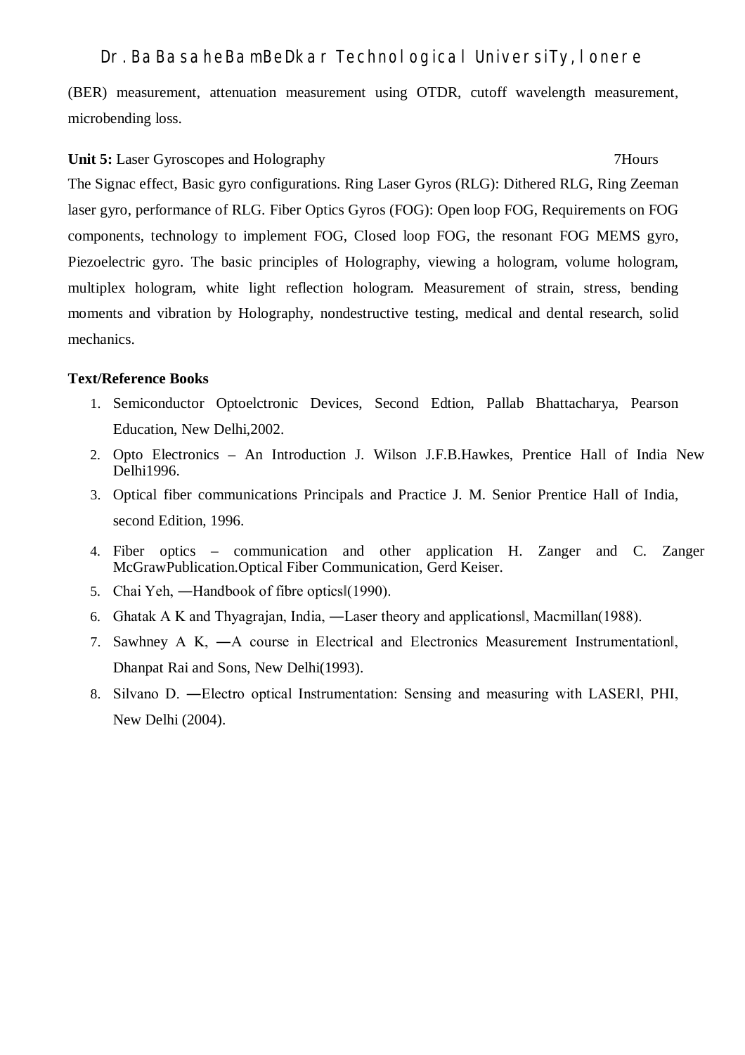(BER) measurement, attenuation measurement using OTDR, cutoff wavelength measurement, microbending loss.

**Unit 5:** Laser Gyroscopes and Holography 7Hours

The Signac effect, Basic gyro configurations. Ring Laser Gyros (RLG): Dithered RLG, Ring Zeeman laser gyro, performance of RLG. Fiber Optics Gyros (FOG): Open loop FOG, Requirements on FOG components, technology to implement FOG, Closed loop FOG, the resonant FOG MEMS gyro, Piezoelectric gyro. The basic principles of Holography, viewing a hologram, volume hologram, multiplex hologram, white light reflection hologram. Measurement of strain, stress, bending moments and vibration by Holography, nondestructive testing, medical and dental research, solid mechanics.

**Text/Reference Books**

1. Semiconductor Optoelctronic Devices, Second Edtion, Pallab Bhattacharya, Pearson Education, New Delhi,2002.
2. Opto Electronics – An Introduction J. Wilson J.F.B.Hawkes, Prentice Hall of India New Delhi1996.
3. Optical fiber communications Principals and Practice J. M. Senior Prentice Hall of India, second Edition, 1996.
4. Fiber optics – communication and other application H. Zanger and C. Zanger McGrawPublication.Optical Fiber Communication, Gerd Keiser.
5. Chai Yeh, ―Handbook of fibre optics‖(1990).
6. Ghatak A K and Thyagrajan, India, ―Laser theory and applications‖, Macmillan(1988).
7. Sawhney A K, ―A course in Electrical and Electronics Measurement Instrumentation‖, Dhanpat Rai and Sons, New Delhi(1993).
8. Silvano D. ―Electro optical Instrumentation: Sensing and measuring with LASER‖, PHI, New Delhi (2004).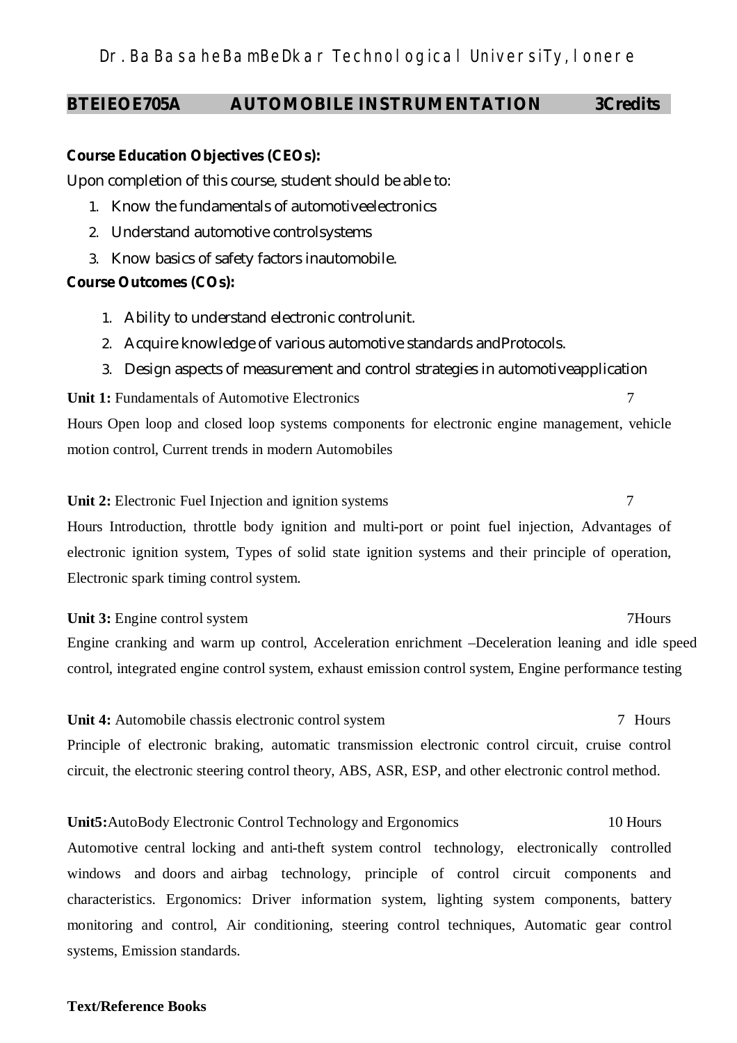## BTEIEOE705A AUTOMOBILE INSTRUMENTATION 3Credits

**Course Education Objectives (CEOs):**

Upon completion of this course, student should be able to:

1. Know the fundamentals of automotiveelectronics
2. Understand automotive controlsystems
3. Know basics of safety factors inautomobile.

**Course Outcomes (COs):**

1. Ability to understand electronic controlunit.
2. Acquire knowledge of various automotive standards andProtocols.
3. Design aspects of measurement and control strategies in automotiveapplication

**Unit 1:** Fundamentals of Automotive Electronics 7 Hours

Open loop and closed loop systems components for electronic engine management, vehicle motion control, Current trends in modern Automobiles

**Unit 2:** Electronic Fuel Injection and ignition systems 7 Hours

Introduction, throttle body ignition and multi-port or point fuel injection, Advantages of electronic ignition system, Types of solid state ignition systems and their principle of operation, Electronic spark timing control system.

**Unit 3:** Engine control system 7Hours

Engine cranking and warm up control, Acceleration enrichment –Deceleration leaning and idle speed control, integrated engine control system, exhaust emission control system, Engine performance testing

**Unit 4:** Automobile chassis electronic control system 7 Hours

Principle of electronic braking, automatic transmission electronic control circuit, cruise control circuit, the electronic steering control theory, ABS, ASR, ESP, and other electronic control method.

**Unit5:** AutoBody Electronic Control Technology and Ergonomics 10 Hours

Automotive central locking and anti-theft system control technology, electronically controlled windows and doors and airbag technology, principle of control circuit components and characteristics. Ergonomics: Driver information system, lighting system components, battery monitoring and control, Air conditioning, steering control techniques, Automatic gear control systems, Emission standards.

**Text/Reference Books**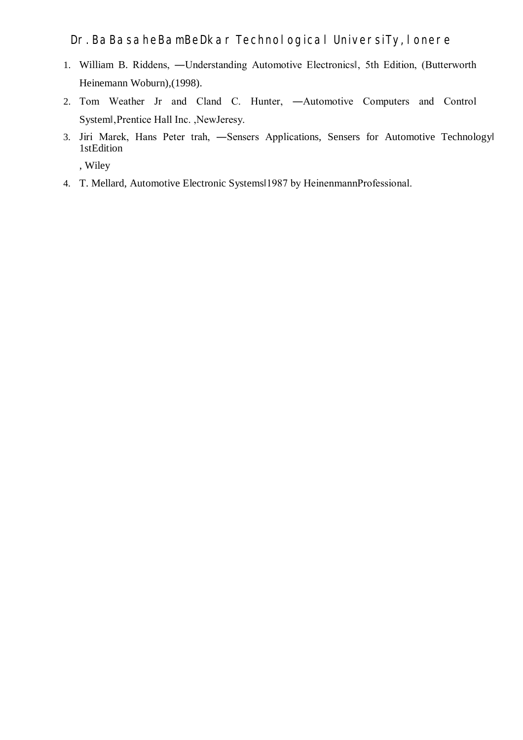1. William B. Riddens, ―Understanding Automotive Electronics‖, 5th Edition, (Butterworth Heinemann Woburn),(1998).
2. Tom Weather Jr and Cland C. Hunter, ―Automotive Computers and Control System‖,Prentice Hall Inc. ,NewJeresy.
3. Jiri Marek, Hans Peter trah, ―Sensers Applications, Sensers for Automotive Technology‖ 1stEdition

   , Wiley
4. T. Mellard, Automotive Electronic Systems‖1987 by HeinenmannProfessional.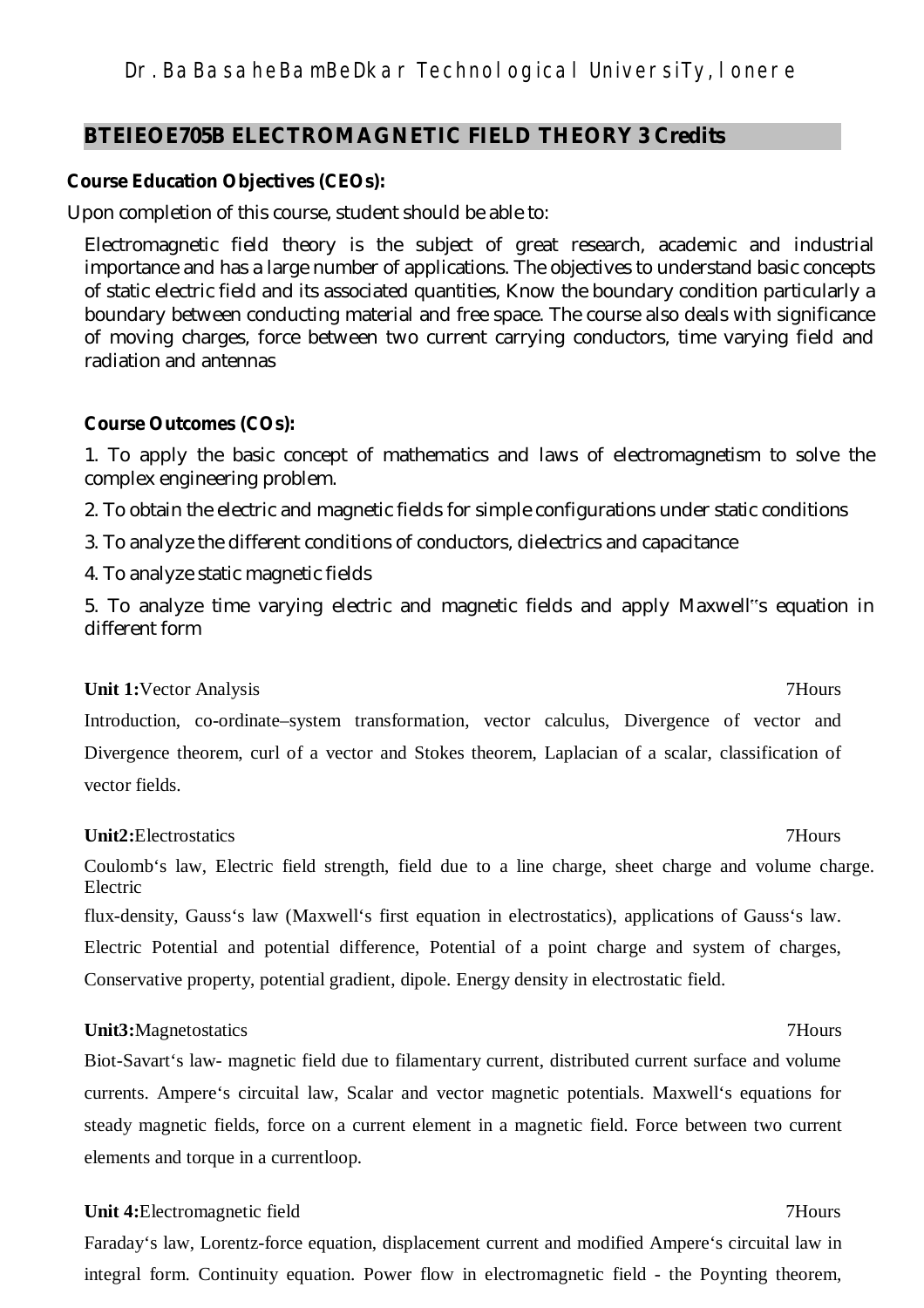## BTEIEOE705B ELECTROMAGNETIC FIELD THEORY 3 Credits

**Course Education Objectives (CEOs):**

Upon completion of this course, student should be able to:

Electromagnetic field theory is the subject of great research, academic and industrial importance and has a large number of applications. The objectives to understand basic concepts of static electric field and its associated quantities, Know the boundary condition particularly a boundary between conducting material and free space. The course also deals with significance of moving charges, force between two current carrying conductors, time varying field and radiation and antennas

**Course Outcomes (COs):**

1. To apply the basic concept of mathematics and laws of electromagnetism to solve the complex engineering problem.
2. To obtain the electric and magnetic fields for simple configurations under static conditions
3. To analyze the different conditions of conductors, dielectrics and capacitance
4. To analyze static magnetic fields
5. To analyze time varying electric and magnetic fields and apply Maxwell"s equation in different form

**Unit 1:**Vector Analysis 7Hours

Introduction, co-ordinate–system transformation, vector calculus, Divergence of vector and Divergence theorem, curl of a vector and Stokes theorem, Laplacian of a scalar, classification of vector fields.

**Unit2:**Electrostatics 7Hours

Coulomb‘s law, Electric field strength, field due to a line charge, sheet charge and volume charge. Electric flux-density, Gauss‘s law (Maxwell‘s first equation in electrostatics), applications of Gauss‘s law. Electric Potential and potential difference, Potential of a point charge and system of charges, Conservative property, potential gradient, dipole. Energy density in electrostatic field.

**Unit3:**Magnetostatics 7Hours

Biot-Savart‘s law- magnetic field due to filamentary current, distributed current surface and volume currents. Ampere‘s circuital law, Scalar and vector magnetic potentials. Maxwell‘s equations for steady magnetic fields, force on a current element in a magnetic field. Force between two current elements and torque in a currentloop.

**Unit 4:**Electromagnetic field 7Hours

Faraday‘s law, Lorentz-force equation, displacement current and modified Ampere‘s circuital law in integral form. Continuity equation. Power flow in electromagnetic field - the Poynting theorem,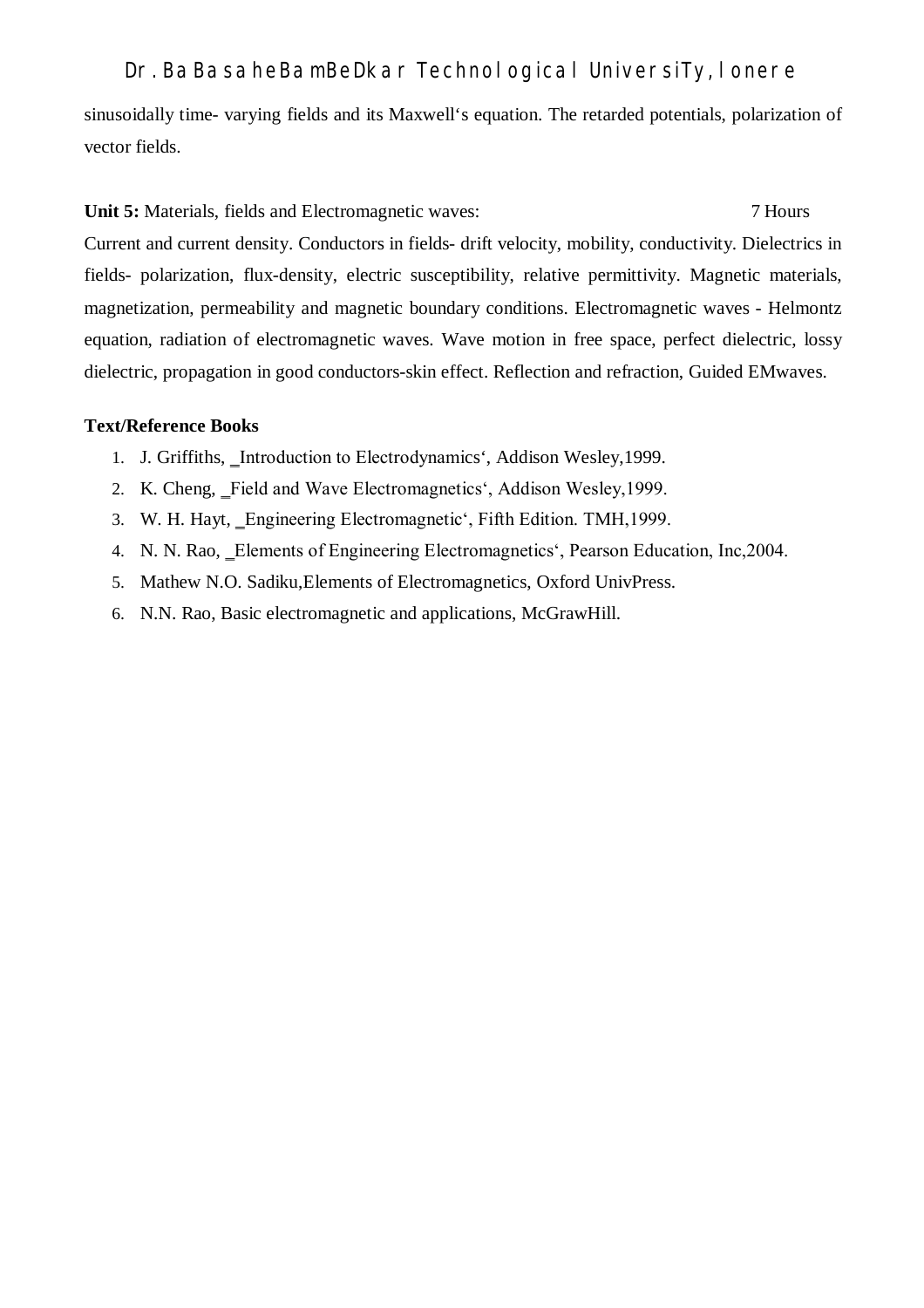sinusoidally time- varying fields and its Maxwell's equation. The retarded potentials, polarization of vector fields.

**Unit 5:** Materials, fields and Electromagnetic waves: 7 Hours

Current and current density. Conductors in fields- drift velocity, mobility, conductivity. Dielectrics in fields- polarization, flux-density, electric susceptibility, relative permittivity. Magnetic materials, magnetization, permeability and magnetic boundary conditions. Electromagnetic waves - Helmontz equation, radiation of electromagnetic waves. Wave motion in free space, perfect dielectric, lossy dielectric, propagation in good conductors-skin effect. Reflection and refraction, Guided EMwaves.

**Text/Reference Books**

1. J. Griffiths, _Introduction to Electrodynamics', Addison Wesley,1999.
2. K. Cheng, _Field and Wave Electromagnetics', Addison Wesley,1999.
3. W. H. Hayt, _Engineering Electromagnetic', Fifth Edition. TMH,1999.
4. N. N. Rao, _Elements of Engineering Electromagnetics', Pearson Education, Inc,2004.
5. Mathew N.O. Sadiku,Elements of Electromagnetics, Oxford UnivPress.
6. N.N. Rao, Basic electromagnetic and applications, McGrawHill.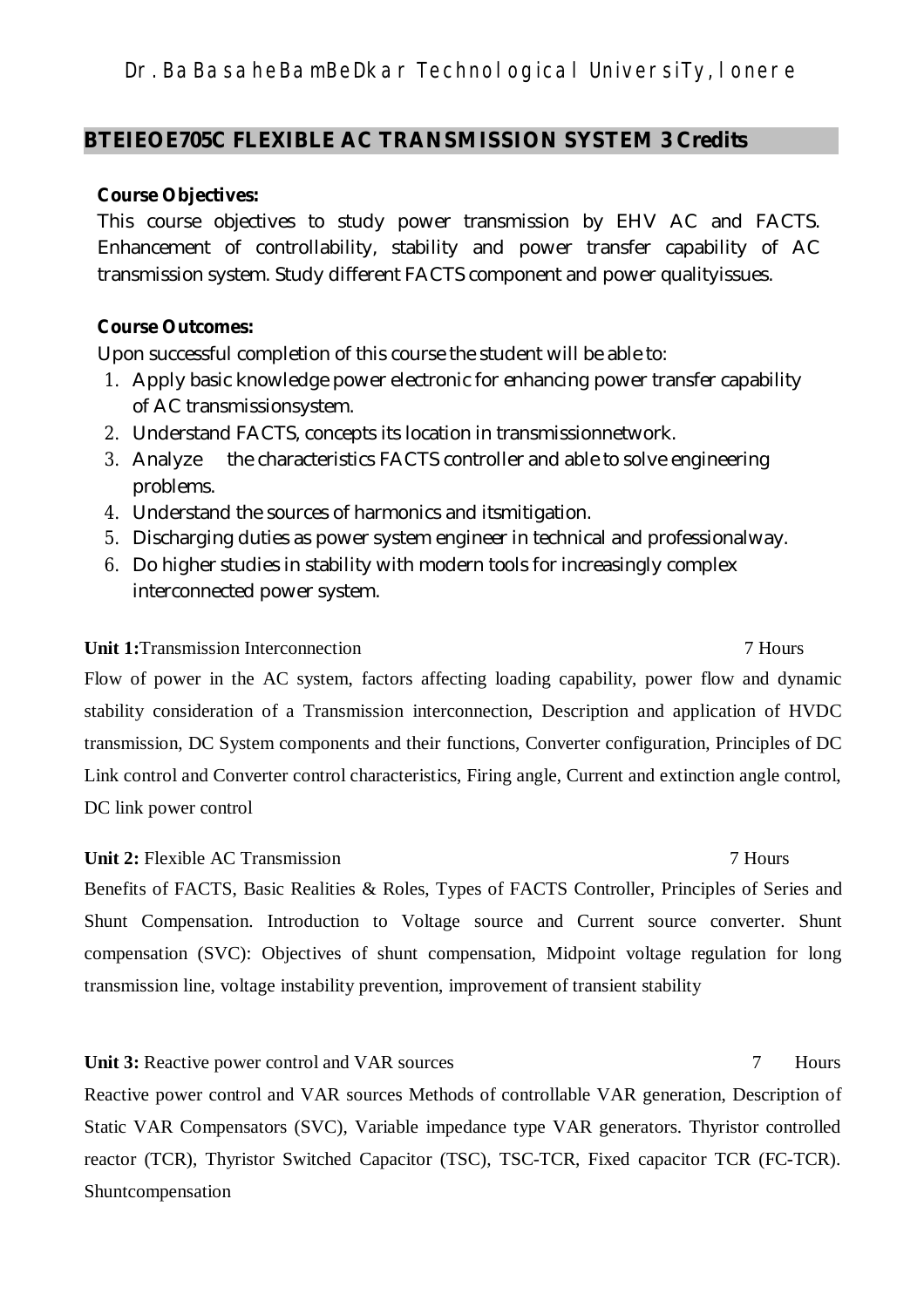## BTEIEOE705C FLEXIBLE AC TRANSMISSION SYSTEM 3 Credits

**Course Objectives:**

This course objectives to study power transmission by EHV AC and FACTS. Enhancement of controllability, stability and power transfer capability of AC transmission system. Study different FACTS component and power qualityissues.

**Course Outcomes:**

Upon successful completion of this course the student will be able to:

1. Apply basic knowledge power electronic for enhancing power transfer capability of AC transmissionsystem.
2. Understand FACTS, concepts its location in transmissionnetwork.
3. Analyze the characteristics FACTS controller and able to solve engineering problems.
4. Understand the sources of harmonics and itsmitigation.
5. Discharging duties as power system engineer in technical and professionalway.
6. Do higher studies in stability with modern tools for increasingly complex interconnected power system.

**Unit 1:**Transmission Interconnection 7 Hours

Flow of power in the AC system, factors affecting loading capability, power flow and dynamic stability consideration of a Transmission interconnection, Description and application of HVDC transmission, DC System components and their functions, Converter configuration, Principles of DC Link control and Converter control characteristics, Firing angle, Current and extinction angle control, DC link power control

**Unit 2:** Flexible AC Transmission 7 Hours

Benefits of FACTS, Basic Realities & Roles, Types of FACTS Controller, Principles of Series and Shunt Compensation. Introduction to Voltage source and Current source converter. Shunt compensation (SVC): Objectives of shunt compensation, Midpoint voltage regulation for long transmission line, voltage instability prevention, improvement of transient stability

**Unit 3:** Reactive power control and VAR sources 7 Hours

Reactive power control and VAR sources Methods of controllable VAR generation, Description of Static VAR Compensators (SVC), Variable impedance type VAR generators. Thyristor controlled reactor (TCR), Thyristor Switched Capacitor (TSC), TSC-TCR, Fixed capacitor TCR (FC-TCR). Shuntcompensation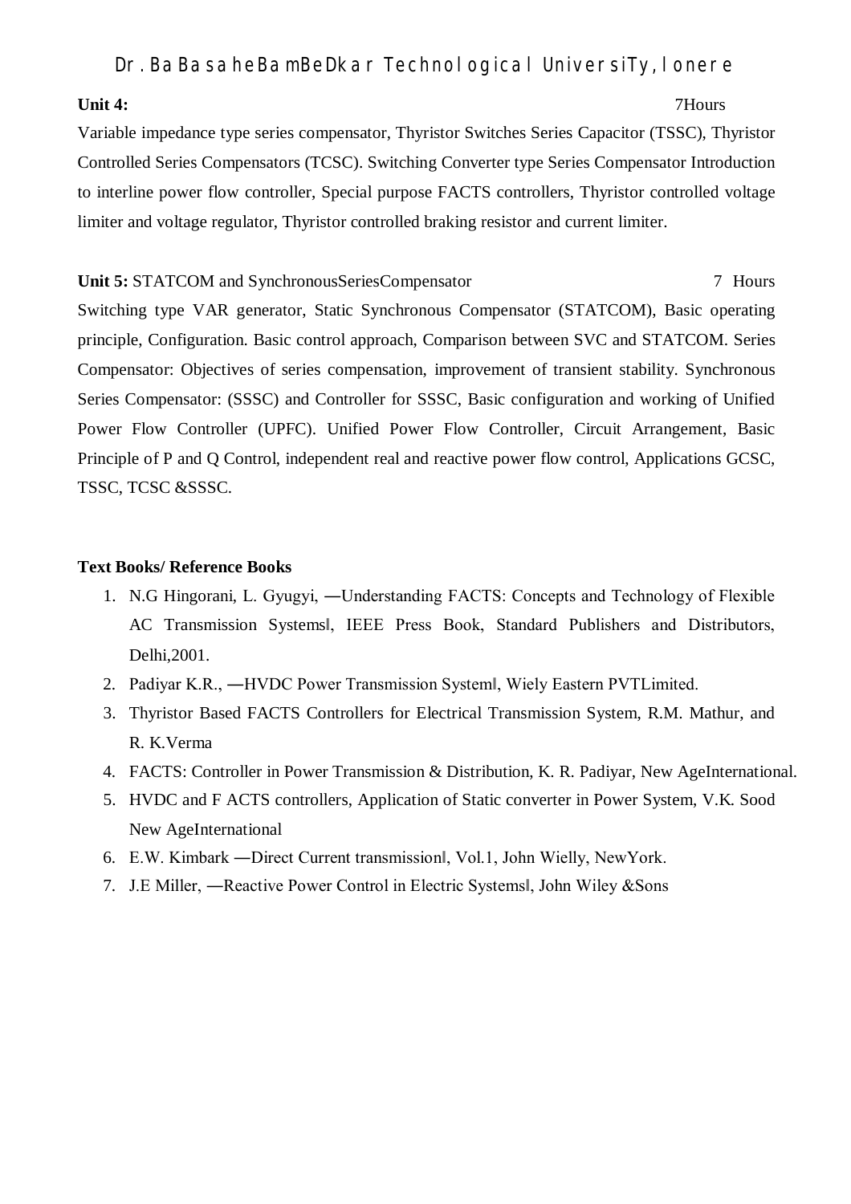**Unit 4:** 7Hours

Variable impedance type series compensator, Thyristor Switches Series Capacitor (TSSC), Thyristor Controlled Series Compensators (TCSC). Switching Converter type Series Compensator Introduction to interline power flow controller, Special purpose FACTS controllers, Thyristor controlled voltage limiter and voltage regulator, Thyristor controlled braking resistor and current limiter.

**Unit 5:** STATCOM and SynchronousSeriesCompensator 7 Hours

Switching type VAR generator, Static Synchronous Compensator (STATCOM), Basic operating principle, Configuration. Basic control approach, Comparison between SVC and STATCOM. Series Compensator: Objectives of series compensation, improvement of transient stability. Synchronous Series Compensator: (SSSC) and Controller for SSSC, Basic configuration and working of Unified Power Flow Controller (UPFC). Unified Power Flow Controller, Circuit Arrangement, Basic Principle of P and Q Control, independent real and reactive power flow control, Applications GCSC, TSSC, TCSC &SSSC.

**Text Books/ Reference Books**

1. N.G Hingorani, L. Gyugyi, ―Understanding FACTS: Concepts and Technology of Flexible AC Transmission Systems‖, IEEE Press Book, Standard Publishers and Distributors, Delhi,2001.
2. Padiyar K.R., ―HVDC Power Transmission System‖, Wiely Eastern PVTLimited.
3. Thyristor Based FACTS Controllers for Electrical Transmission System, R.M. Mathur, and R. K.Verma
4. FACTS: Controller in Power Transmission & Distribution, K. R. Padiyar, New AgeInternational.
5. HVDC and F ACTS controllers, Application of Static converter in Power System, V.K. Sood New AgeInternational
6. E.W. Kimbark ―Direct Current transmission‖, Vol.1, John Wielly, NewYork.
7. J.E Miller, ―Reactive Power Control in Electric Systems‖, John Wiley &Sons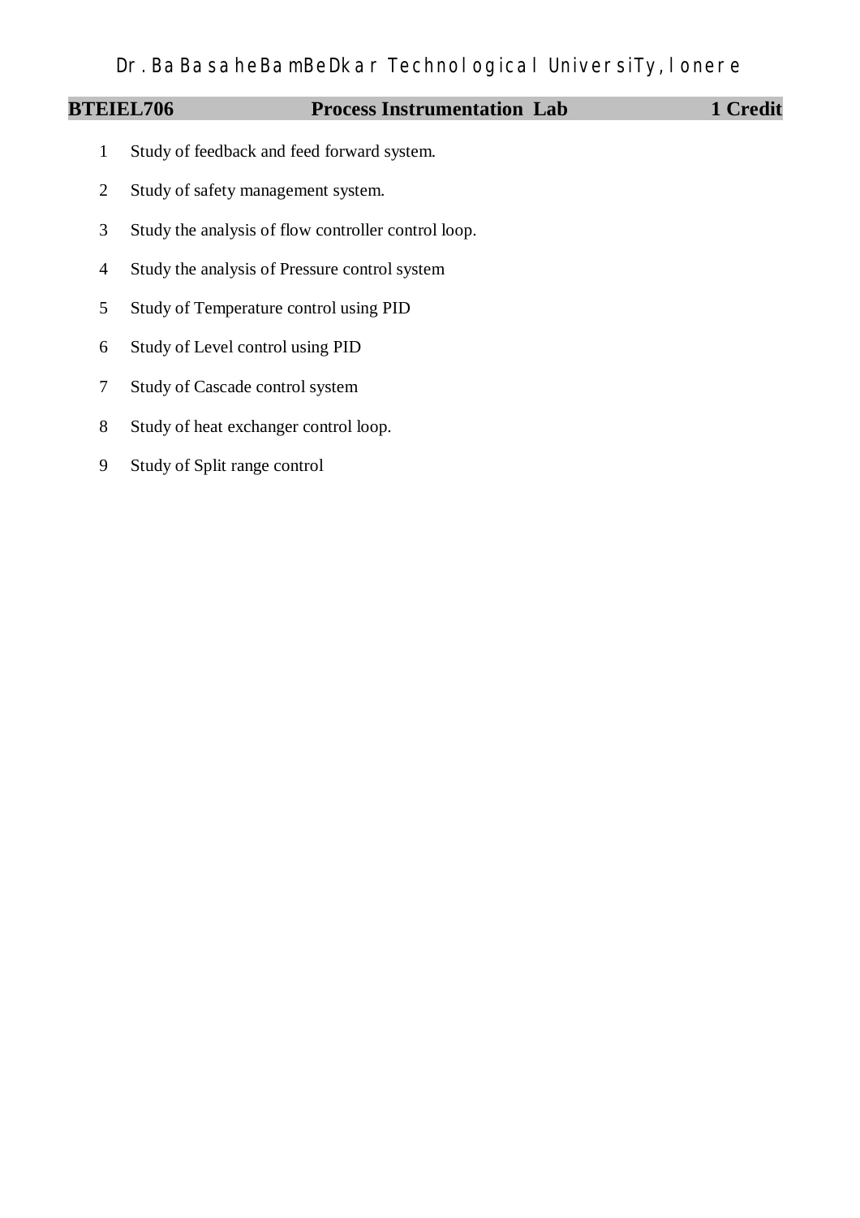Dr. BaBasaheBamBeDkar Technological UniversiTy, lonere

| BTEIEL706 | Process Instrumentation Lab | 1 Credit |
|---|---|---|

1. Study of feedback and feed forward system.
2. Study of safety management system.
3. Study the analysis of flow controller control loop.
4. Study the analysis of Pressure control system
5. Study of Temperature control using PID
6. Study of Level control using PID
7. Study of Cascade control system
8. Study of heat exchanger control loop.
9. Study of Split range control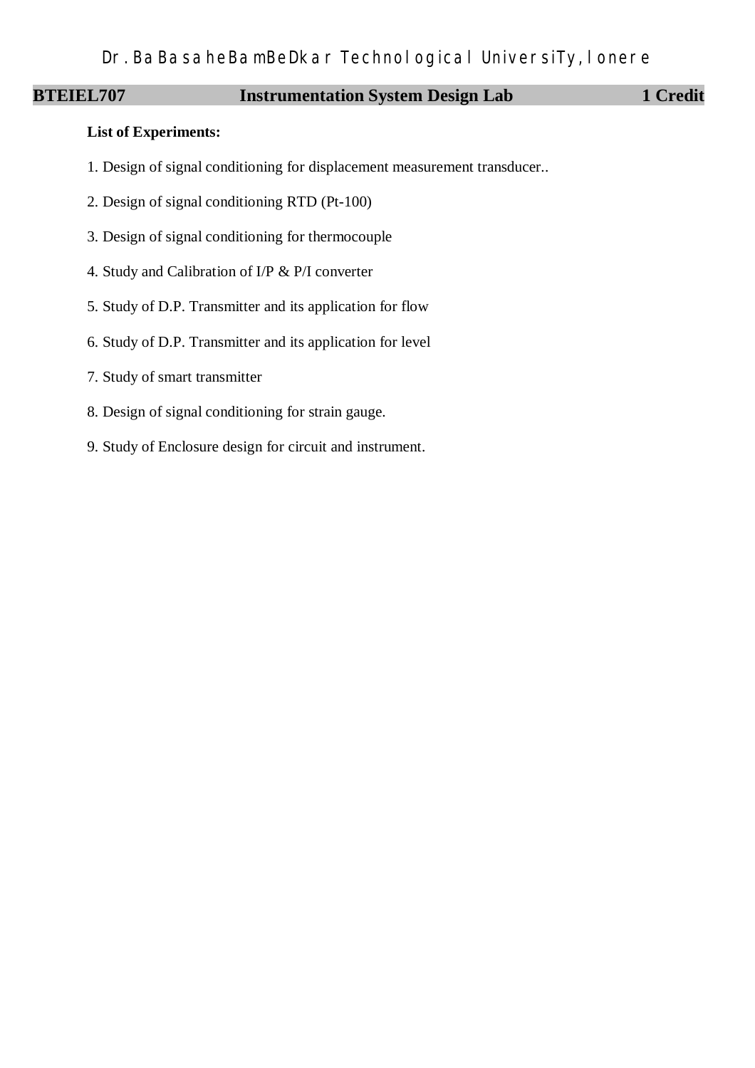**BTEIEL707 Instrumentation System Design Lab 1 Credit**

**List of Experiments:**

1. Design of signal conditioning for displacement measurement transducer..
2. Design of signal conditioning RTD (Pt-100)
3. Design of signal conditioning for thermocouple
4. Study and Calibration of I/P & P/I converter
5. Study of D.P. Transmitter and its application for flow
6. Study of D.P. Transmitter and its application for level
7. Study of smart transmitter
8. Design of signal conditioning for strain gauge.
9. Study of Enclosure design for circuit and instrument.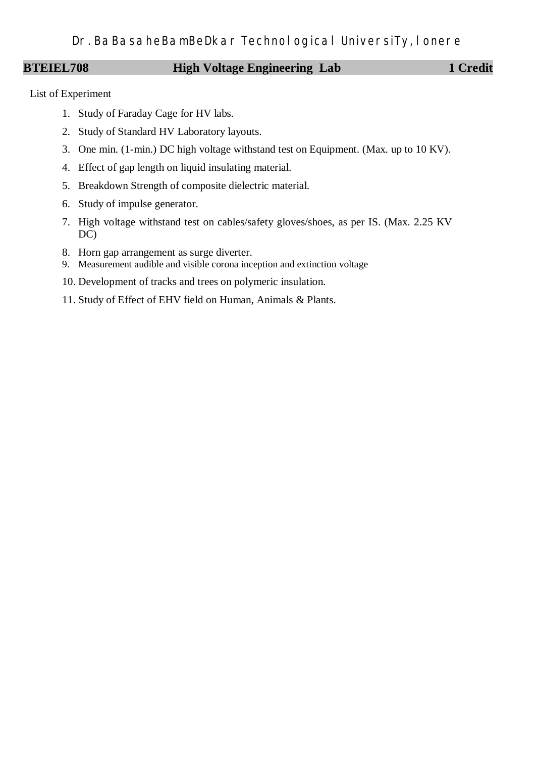| BTEIEL708 | High Voltage Engineering Lab | 1 Credit |
|---|---|---|

List of Experiment

1. Study of Faraday Cage for HV labs.
2. Study of Standard HV Laboratory layouts.
3. One min. (1-min.) DC high voltage withstand test on Equipment. (Max. up to 10 KV).
4. Effect of gap length on liquid insulating material.
5. Breakdown Strength of composite dielectric material.
6. Study of impulse generator.
7. High voltage withstand test on cables/safety gloves/shoes, as per IS. (Max. 2.25 KV DC)
8. Horn gap arrangement as surge diverter.
9. Measurement audible and visible corona inception and extinction voltage
10. Development of tracks and trees on polymeric insulation.
11. Study of Effect of EHV field on Human, Animals & Plants.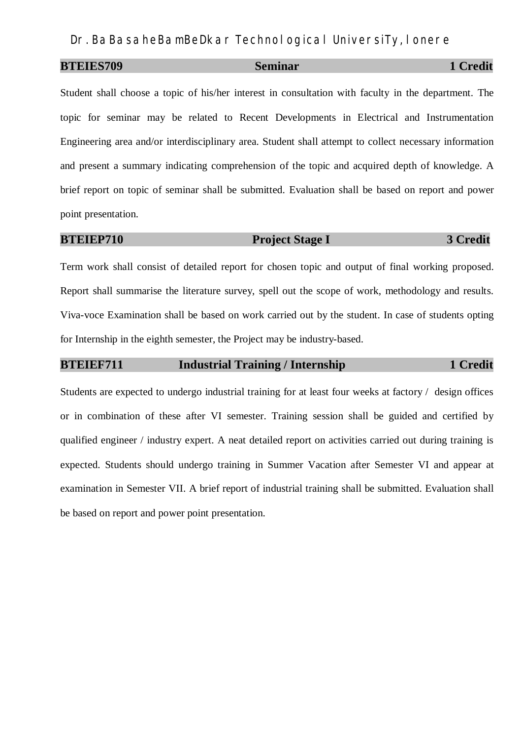**BTEIES709 | Seminar | 1 Credit**

Student shall choose a topic of his/her interest in consultation with faculty in the department. The topic for seminar may be related to Recent Developments in Electrical and Instrumentation Engineering area and/or interdisciplinary area. Student shall attempt to collect necessary information and present a summary indicating comprehension of the topic and acquired depth of knowledge. A brief report on topic of seminar shall be submitted. Evaluation shall be based on report and power point presentation.

**BTEIEP710 | Project Stage I | 3 Credit**

Term work shall consist of detailed report for chosen topic and output of final working proposed. Report shall summarise the literature survey, spell out the scope of work, methodology and results. Viva-voce Examination shall be based on work carried out by the student. In case of students opting for Internship in the eighth semester, the Project may be industry-based.

**BTEIEF711 | Industrial Training / Internship | 1 Credit**

Students are expected to undergo industrial training for at least four weeks at factory / design offices or in combination of these after VI semester. Training session shall be guided and certified by qualified engineer / industry expert. A neat detailed report on activities carried out during training is expected. Students should undergo training in Summer Vacation after Semester VI and appear at examination in Semester VII. A brief report of industrial training shall be submitted. Evaluation shall be based on report and power point presentation.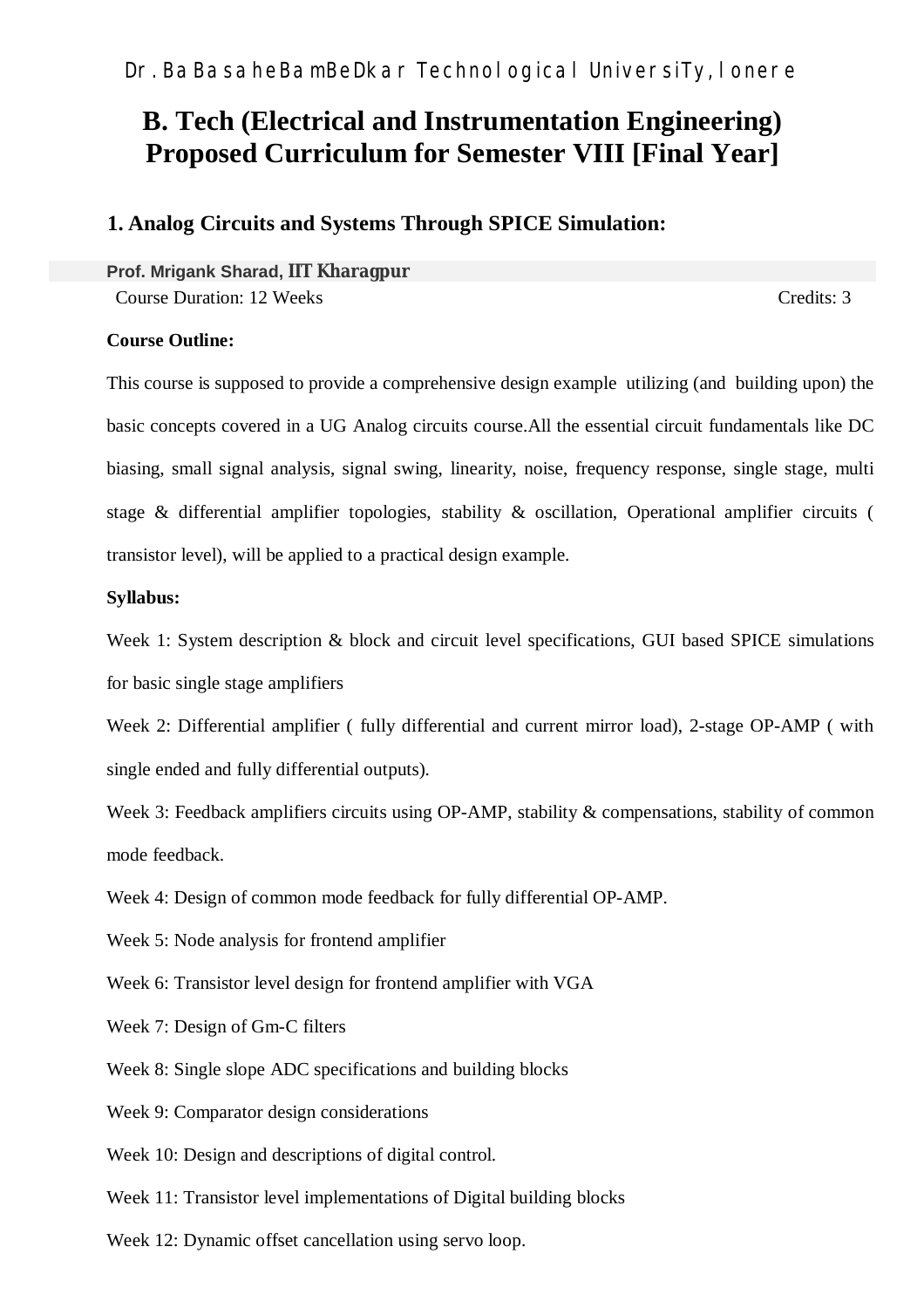Dr. Babasaheb Ambedkar Technological University, Lonere

# B. Tech (Electrical and Instrumentation Engineering) Proposed Curriculum for Semester VIII [Final Year]

## 1. Analog Circuits and Systems Through SPICE Simulation:

**Prof. Mrigank Sharad, IIT Kharagpur**

Course Duration: 12 Weeks Credits: 3

**Course Outline:**

This course is supposed to provide a comprehensive design example utilizing (and building upon) the basic concepts covered in a UG Analog circuits course.All the essential circuit fundamentals like DC biasing, small signal analysis, signal swing, linearity, noise, frequency response, single stage, multi stage & differential amplifier topologies, stability & oscillation, Operational amplifier circuits ( transistor level), will be applied to a practical design example.

**Syllabus:**

Week 1: System description & block and circuit level specifications, GUI based SPICE simulations for basic single stage amplifiers

Week 2: Differential amplifier ( fully differential and current mirror load), 2-stage OP-AMP ( with single ended and fully differential outputs).

Week 3: Feedback amplifiers circuits using OP-AMP, stability & compensations, stability of common mode feedback.

Week 4: Design of common mode feedback for fully differential OP-AMP.

Week 5: Node analysis for frontend amplifier

Week 6: Transistor level design for frontend amplifier with VGA

Week 7: Design of Gm-C filters

Week 8: Single slope ADC specifications and building blocks

Week 9: Comparator design considerations

Week 10: Design and descriptions of digital control.

Week 11: Transistor level implementations of Digital building blocks

Week 12: Dynamic offset cancellation using servo loop.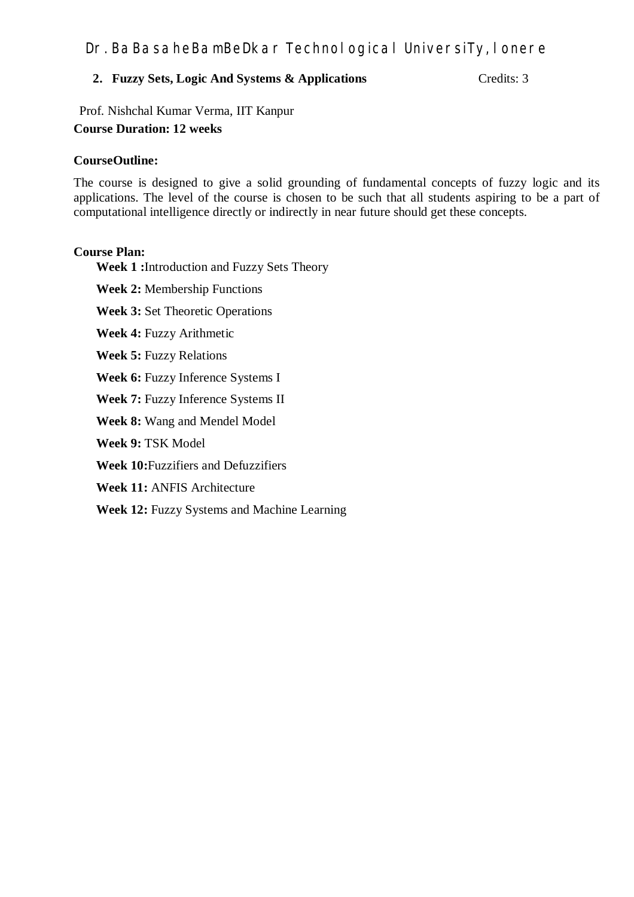**2. Fuzzy Sets, Logic And Systems & Applications** Credits: 3

Prof. Nishchal Kumar Verma, IIT Kanpur

**Course Duration: 12 weeks**

**CourseOutline:**

The course is designed to give a solid grounding of fundamental concepts of fuzzy logic and its applications. The level of the course is chosen to be such that all students aspiring to be a part of computational intelligence directly or indirectly in near future should get these concepts.

**Course Plan:**

**Week 1 :**Introduction and Fuzzy Sets Theory

**Week 2:** Membership Functions

**Week 3:** Set Theoretic Operations

**Week 4:** Fuzzy Arithmetic

**Week 5:** Fuzzy Relations

**Week 6:** Fuzzy Inference Systems I

**Week 7:** Fuzzy Inference Systems II

**Week 8:** Wang and Mendel Model

**Week 9:** TSK Model

**Week 10:**Fuzzifiers and Defuzzifiers

**Week 11:** ANFIS Architecture

**Week 12:** Fuzzy Systems and Machine Learning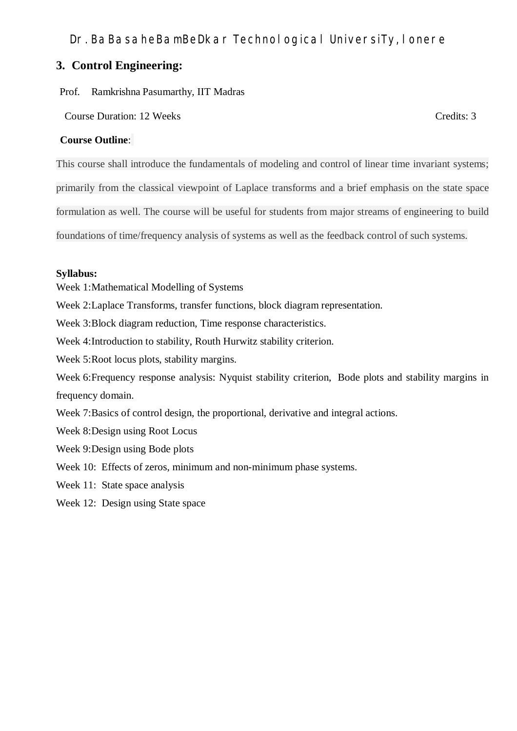## 3. Control Engineering:

Prof. Ramkrishna Pasumarthy, IIT Madras

Course Duration: 12 Weeks Credits: 3

**Course Outline**:

This course shall introduce the fundamentals of modeling and control of linear time invariant systems; primarily from the classical viewpoint of Laplace transforms and a brief emphasis on the state space formulation as well. The course will be useful for students from major streams of engineering to build foundations of time/frequency analysis of systems as well as the feedback control of such systems.

**Syllabus:**

Week 1:Mathematical Modelling of Systems

Week 2:Laplace Transforms, transfer functions, block diagram representation.

Week 3:Block diagram reduction, Time response characteristics.

Week 4:Introduction to stability, Routh Hurwitz stability criterion.

Week 5:Root locus plots, stability margins.

Week 6:Frequency response analysis: Nyquist stability criterion, Bode plots and stability margins in frequency domain.

Week 7:Basics of control design, the proportional, derivative and integral actions.

Week 8:Design using Root Locus

Week 9:Design using Bode plots

Week 10: Effects of zeros, minimum and non-minimum phase systems.

Week 11: State space analysis

Week 12: Design using State space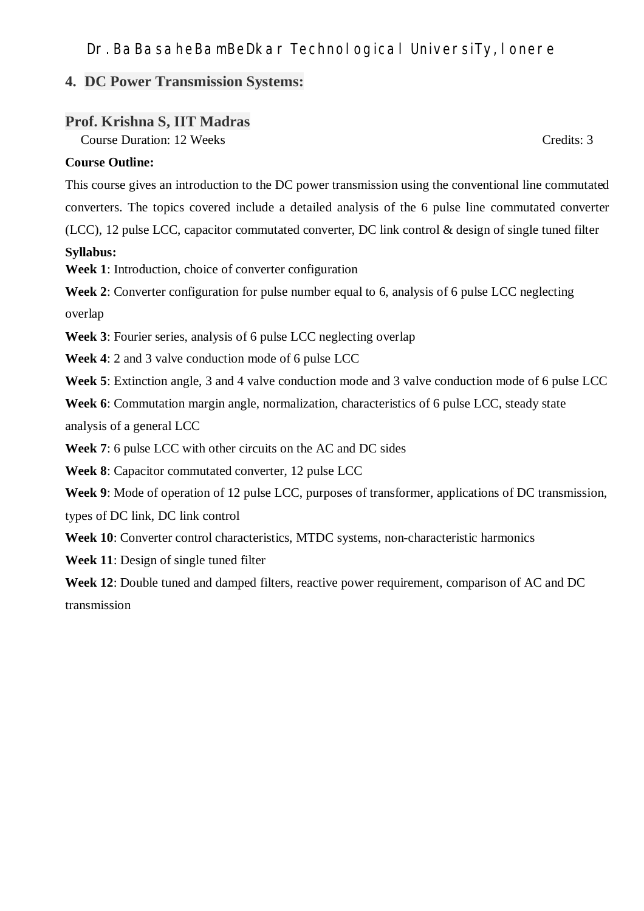## 4. DC Power Transmission Systems:

### Prof. Krishna S, IIT Madras

Course Duration: 12 Weeks Credits: 3

**Course Outline:**

This course gives an introduction to the DC power transmission using the conventional line commutated converters. The topics covered include a detailed analysis of the 6 pulse line commutated converter (LCC), 12 pulse LCC, capacitor commutated converter, DC link control & design of single tuned filter

**Syllabus:**

**Week 1**: Introduction, choice of converter configuration

**Week 2**: Converter configuration for pulse number equal to 6, analysis of 6 pulse LCC neglecting overlap

**Week 3**: Fourier series, analysis of 6 pulse LCC neglecting overlap

**Week 4**: 2 and 3 valve conduction mode of 6 pulse LCC

**Week 5**: Extinction angle, 3 and 4 valve conduction mode and 3 valve conduction mode of 6 pulse LCC

**Week 6**: Commutation margin angle, normalization, characteristics of 6 pulse LCC, steady state analysis of a general LCC

**Week 7**: 6 pulse LCC with other circuits on the AC and DC sides

**Week 8**: Capacitor commutated converter, 12 pulse LCC

**Week 9**: Mode of operation of 12 pulse LCC, purposes of transformer, applications of DC transmission, types of DC link, DC link control

**Week 10**: Converter control characteristics, MTDC systems, non-characteristic harmonics

**Week 11**: Design of single tuned filter

**Week 12**: Double tuned and damped filters, reactive power requirement, comparison of AC and DC transmission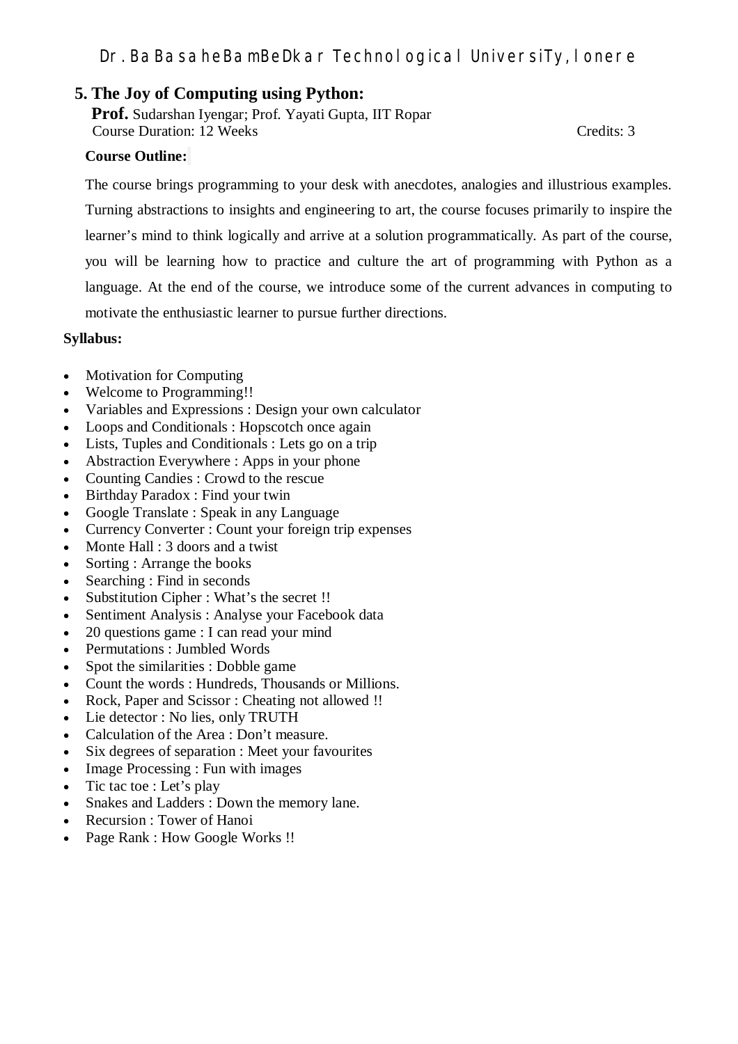## 5. The Joy of Computing using Python:

**Prof.** Sudarshan Iyengar; Prof. Yayati Gupta, IIT Ropar

Course Duration: 12 Weeks Credits: 3

**Course Outline:**

The course brings programming to your desk with anecdotes, analogies and illustrious examples. Turning abstractions to insights and engineering to art, the course focuses primarily to inspire the learner's mind to think logically and arrive at a solution programmatically. As part of the course, you will be learning how to practice and culture the art of programming with Python as a language. At the end of the course, we introduce some of the current advances in computing to motivate the enthusiastic learner to pursue further directions.

**Syllabus:**

- Motivation for Computing
- Welcome to Programming!!
- Variables and Expressions : Design your own calculator
- Loops and Conditionals : Hopscotch once again
- Lists, Tuples and Conditionals : Lets go on a trip
- Abstraction Everywhere : Apps in your phone
- Counting Candies : Crowd to the rescue
- Birthday Paradox : Find your twin
- Google Translate : Speak in any Language
- Currency Converter : Count your foreign trip expenses
- Monte Hall : 3 doors and a twist
- Sorting : Arrange the books
- Searching : Find in seconds
- Substitution Cipher : What's the secret !!
- Sentiment Analysis : Analyse your Facebook data
- 20 questions game : I can read your mind
- Permutations : Jumbled Words
- Spot the similarities : Dobble game
- Count the words : Hundreds, Thousands or Millions.
- Rock, Paper and Scissor : Cheating not allowed !!
- Lie detector : No lies, only TRUTH
- Calculation of the Area : Don't measure.
- Six degrees of separation : Meet your favourites
- Image Processing : Fun with images
- Tic tac toe : Let's play
- Snakes and Ladders : Down the memory lane.
- Recursion : Tower of Hanoi
- Page Rank : How Google Works !!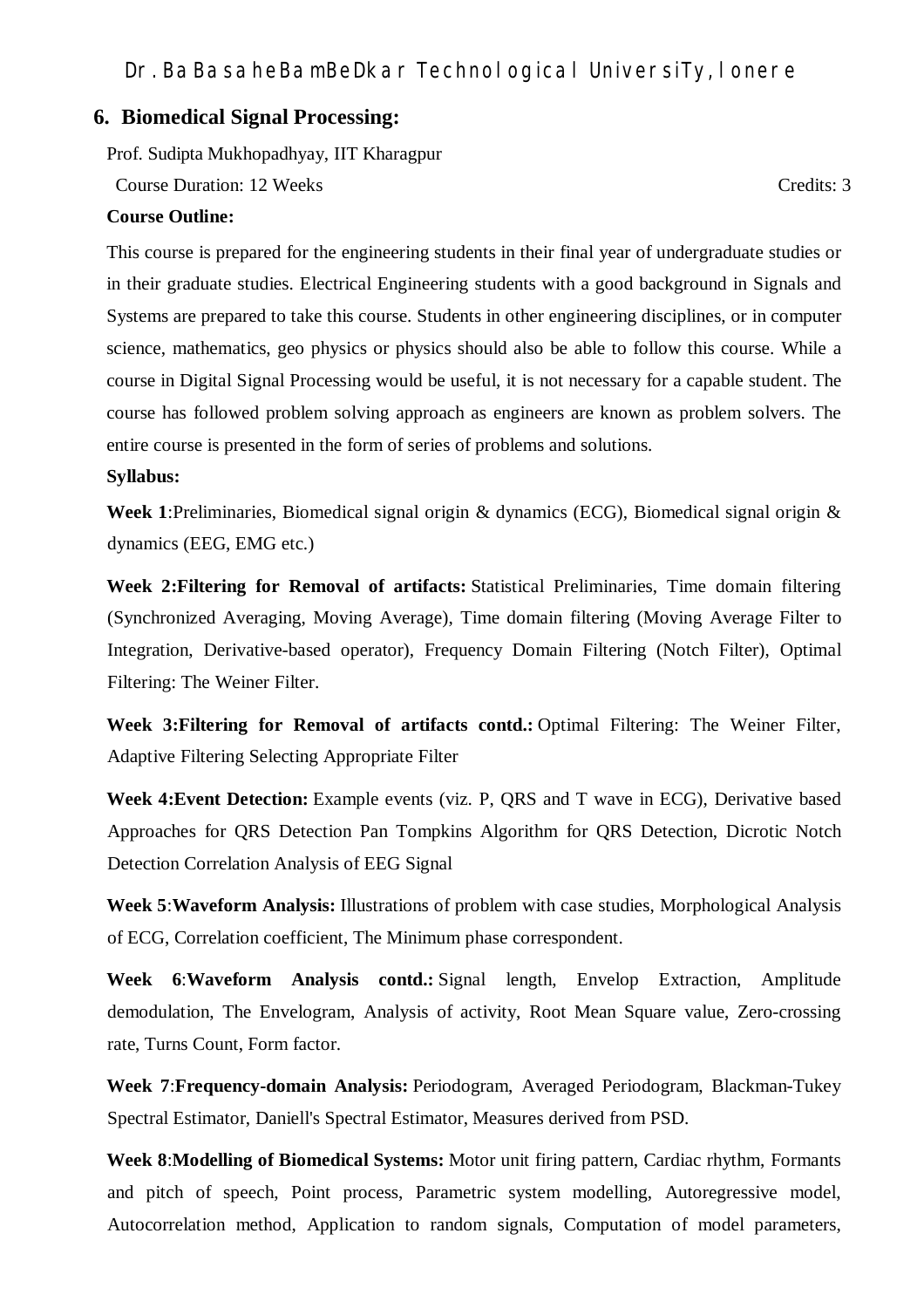## 6. Biomedical Signal Processing:

Prof. Sudipta Mukhopadhyay, IIT Kharagpur

Course Duration: 12 Weeks Credits: 3

**Course Outline:**

This course is prepared for the engineering students in their final year of undergraduate studies or in their graduate studies. Electrical Engineering students with a good background in Signals and Systems are prepared to take this course. Students in other engineering disciplines, or in computer science, mathematics, geo physics or physics should also be able to follow this course. While a course in Digital Signal Processing would be useful, it is not necessary for a capable student. The course has followed problem solving approach as engineers are known as problem solvers. The entire course is presented in the form of series of problems and solutions.

**Syllabus:**

**Week 1**:Preliminaries, Biomedical signal origin & dynamics (ECG), Biomedical signal origin & dynamics (EEG, EMG etc.)

**Week 2:Filtering for Removal of artifacts:** Statistical Preliminaries, Time domain filtering (Synchronized Averaging, Moving Average), Time domain filtering (Moving Average Filter to Integration, Derivative-based operator), Frequency Domain Filtering (Notch Filter), Optimal Filtering: The Weiner Filter.

**Week 3:Filtering for Removal of artifacts contd.:** Optimal Filtering: The Weiner Filter, Adaptive Filtering Selecting Appropriate Filter

**Week 4:Event Detection:** Example events (viz. P, QRS and T wave in ECG), Derivative based Approaches for QRS Detection Pan Tompkins Algorithm for QRS Detection, Dicrotic Notch Detection Correlation Analysis of EEG Signal

**Week 5**:**Waveform Analysis:** Illustrations of problem with case studies, Morphological Analysis of ECG, Correlation coefficient, The Minimum phase correspondent.

**Week 6**:**Waveform Analysis contd.:** Signal length, Envelop Extraction, Amplitude demodulation, The Envelogram, Analysis of activity, Root Mean Square value, Zero-crossing rate, Turns Count, Form factor.

**Week 7**:**Frequency-domain Analysis:** Periodogram, Averaged Periodogram, Blackman-Tukey Spectral Estimator, Daniell's Spectral Estimator, Measures derived from PSD.

**Week 8**:**Modelling of Biomedical Systems:** Motor unit firing pattern, Cardiac rhythm, Formants and pitch of speech, Point process, Parametric system modelling, Autoregressive model, Autocorrelation method, Application to random signals, Computation of model parameters,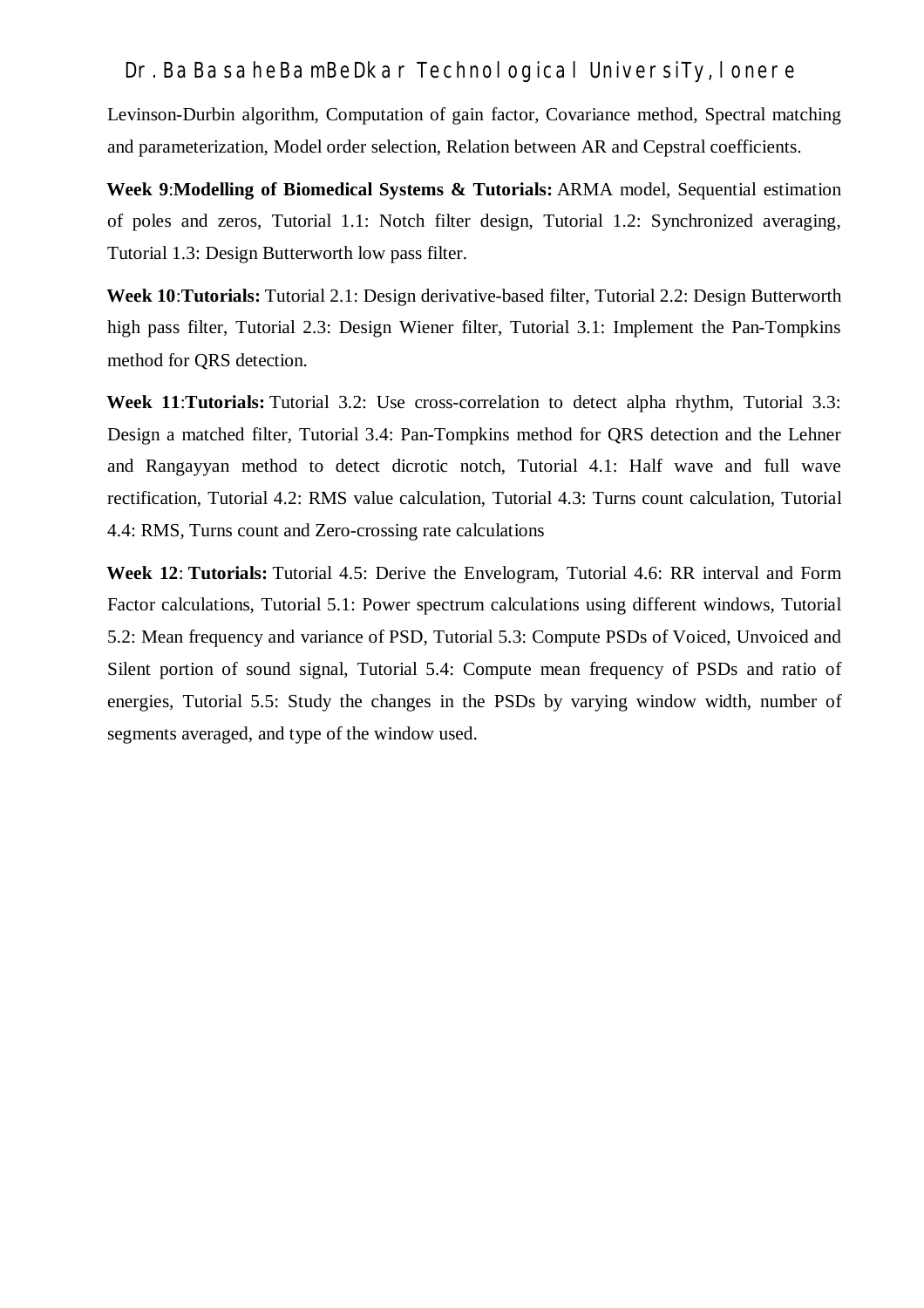Levinson-Durbin algorithm, Computation of gain factor, Covariance method, Spectral matching and parameterization, Model order selection, Relation between AR and Cepstral coefficients.

**Week 9**:**Modelling of Biomedical Systems & Tutorials:** ARMA model, Sequential estimation of poles and zeros, Tutorial 1.1: Notch filter design, Tutorial 1.2: Synchronized averaging, Tutorial 1.3: Design Butterworth low pass filter.

**Week 10**:**Tutorials:** Tutorial 2.1: Design derivative-based filter, Tutorial 2.2: Design Butterworth high pass filter, Tutorial 2.3: Design Wiener filter, Tutorial 3.1: Implement the Pan-Tompkins method for QRS detection.

**Week 11**:**Tutorials:** Tutorial 3.2: Use cross-correlation to detect alpha rhythm, Tutorial 3.3: Design a matched filter, Tutorial 3.4: Pan-Tompkins method for QRS detection and the Lehner and Rangayyan method to detect dicrotic notch, Tutorial 4.1: Half wave and full wave rectification, Tutorial 4.2: RMS value calculation, Tutorial 4.3: Turns count calculation, Tutorial 4.4: RMS, Turns count and Zero-crossing rate calculations

**Week 12**: **Tutorials:** Tutorial 4.5: Derive the Envelogram, Tutorial 4.6: RR interval and Form Factor calculations, Tutorial 5.1: Power spectrum calculations using different windows, Tutorial 5.2: Mean frequency and variance of PSD, Tutorial 5.3: Compute PSDs of Voiced, Unvoiced and Silent portion of sound signal, Tutorial 5.4: Compute mean frequency of PSDs and ratio of energies, Tutorial 5.5: Study the changes in the PSDs by varying window width, number of segments averaged, and type of the window used.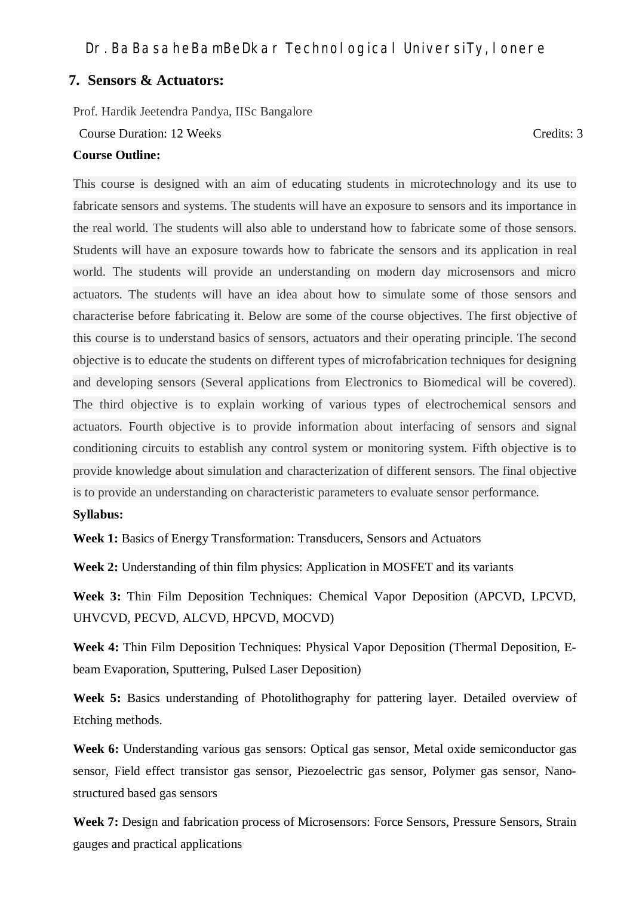## 7. Sensors & Actuators:

Prof. Hardik Jeetendra Pandya, IISc Bangalore

Course Duration: 12 Weeks Credits: 3

**Course Outline:**

This course is designed with an aim of educating students in microtechnology and its use to fabricate sensors and systems. The students will have an exposure to sensors and its importance in the real world. The students will also able to understand how to fabricate some of those sensors. Students will have an exposure towards how to fabricate the sensors and its application in real world. The students will provide an understanding on modern day microsensors and micro actuators. The students will have an idea about how to simulate some of those sensors and characterise before fabricating it. Below are some of the course objectives. The first objective of this course is to understand basics of sensors, actuators and their operating principle. The second objective is to educate the students on different types of microfabrication techniques for designing and developing sensors (Several applications from Electronics to Biomedical will be covered). The third objective is to explain working of various types of electrochemical sensors and actuators. Fourth objective is to provide information about interfacing of sensors and signal conditioning circuits to establish any control system or monitoring system. Fifth objective is to provide knowledge about simulation and characterization of different sensors. The final objective is to provide an understanding on characteristic parameters to evaluate sensor performance.

**Syllabus:**

**Week 1:** Basics of Energy Transformation: Transducers, Sensors and Actuators

**Week 2:** Understanding of thin film physics: Application in MOSFET and its variants

**Week 3:** Thin Film Deposition Techniques: Chemical Vapor Deposition (APCVD, LPCVD, UHVCVD, PECVD, ALCVD, HPCVD, MOCVD)

**Week 4:** Thin Film Deposition Techniques: Physical Vapor Deposition (Thermal Deposition, E-beam Evaporation, Sputtering, Pulsed Laser Deposition)

**Week 5:** Basics understanding of Photolithography for pattering layer. Detailed overview of Etching methods.

**Week 6:** Understanding various gas sensors: Optical gas sensor, Metal oxide semiconductor gas sensor, Field effect transistor gas sensor, Piezoelectric gas sensor, Polymer gas sensor, Nano-structured based gas sensors

**Week 7:** Design and fabrication process of Microsensors: Force Sensors, Pressure Sensors, Strain gauges and practical applications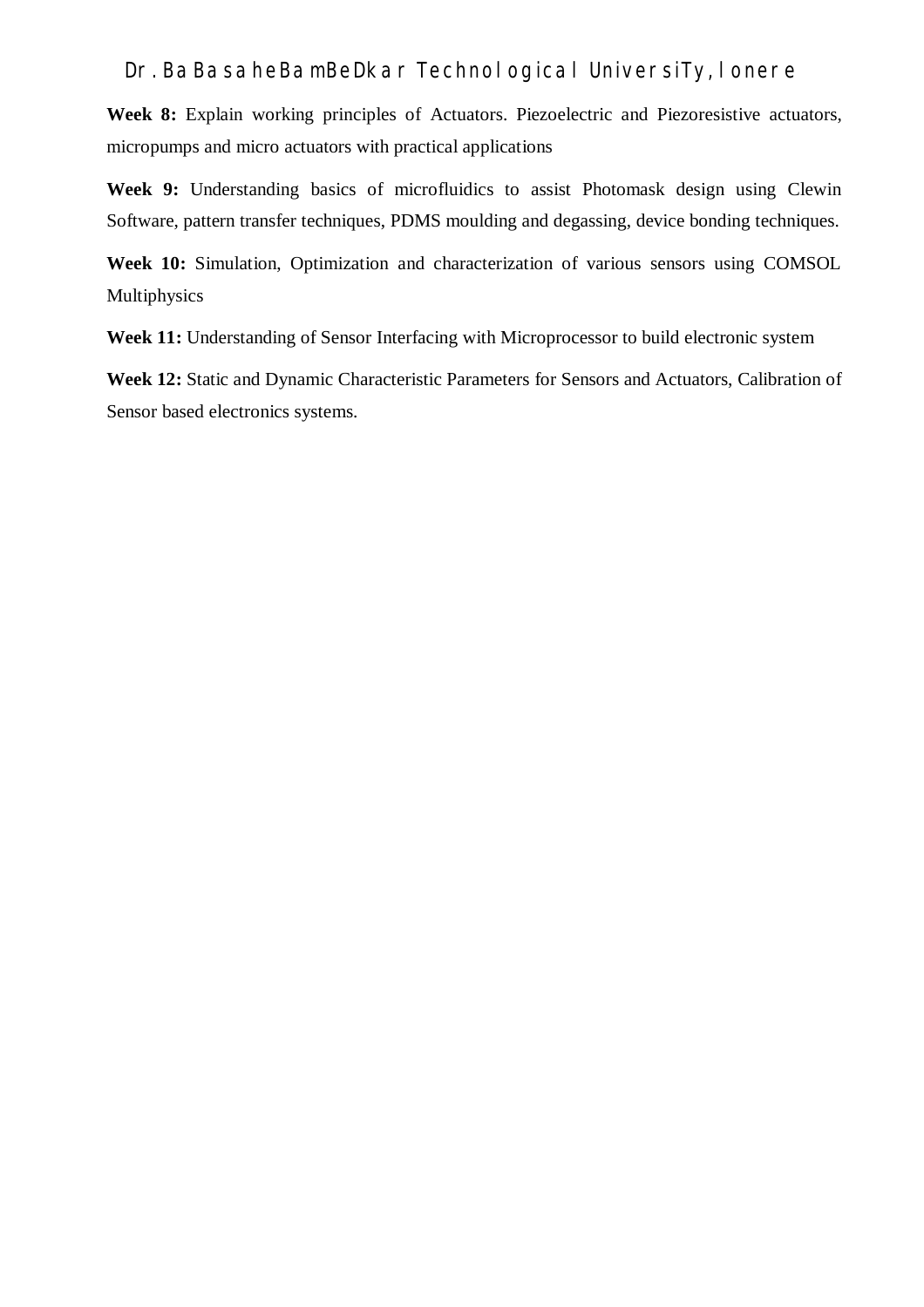**Week 8:** Explain working principles of Actuators. Piezoelectric and Piezoresistive actuators, micropumps and micro actuators with practical applications

**Week 9:** Understanding basics of microfluidics to assist Photomask design using Clewin Software, pattern transfer techniques, PDMS moulding and degassing, device bonding techniques.

**Week 10:** Simulation, Optimization and characterization of various sensors using COMSOL Multiphysics

**Week 11:** Understanding of Sensor Interfacing with Microprocessor to build electronic system

**Week 12:** Static and Dynamic Characteristic Parameters for Sensors and Actuators, Calibration of Sensor based electronics systems.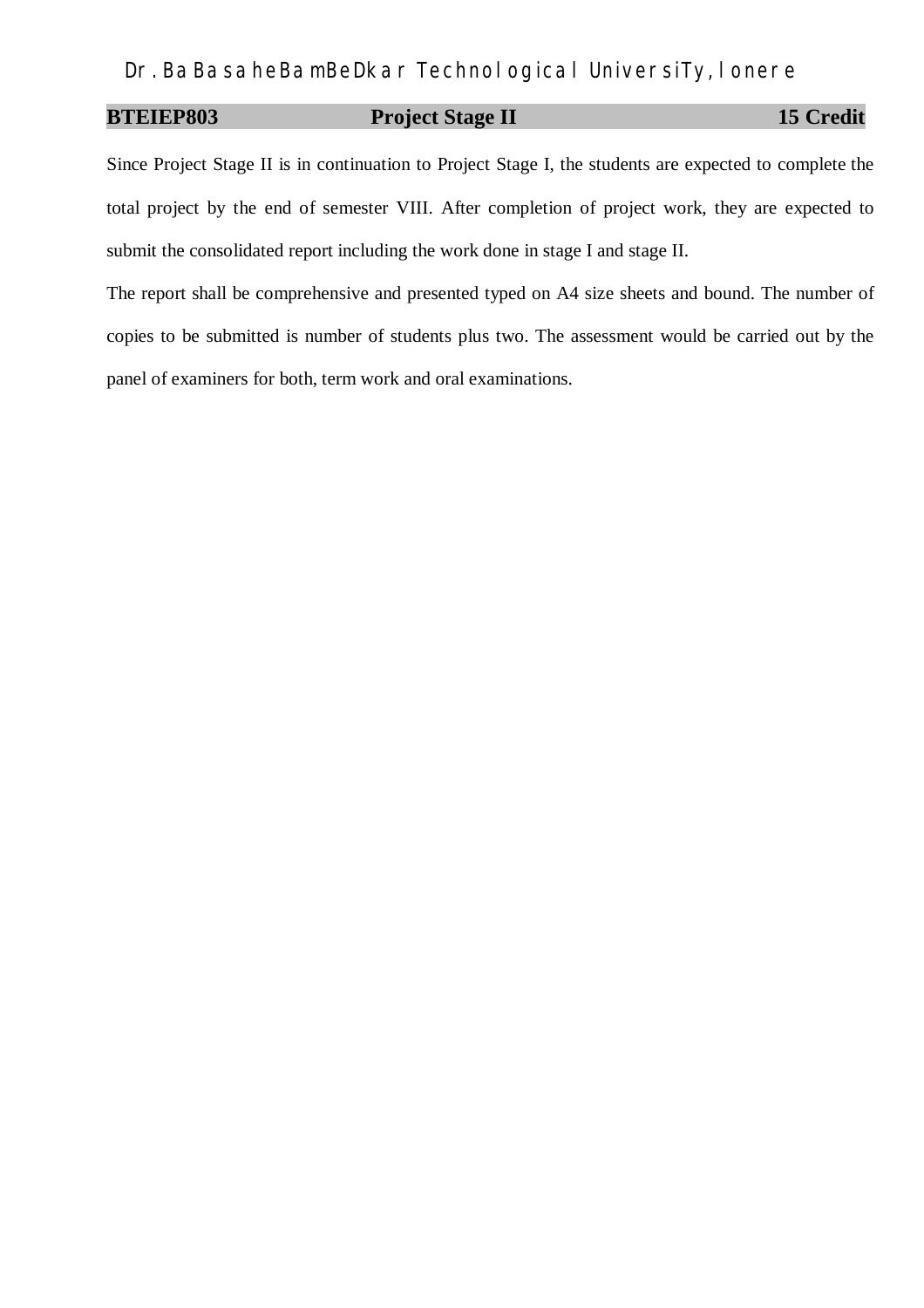**BTEIEP803 Project Stage II 15 Credit**

Since Project Stage II is in continuation to Project Stage I, the students are expected to complete the total project by the end of semester VIII. After completion of project work, they are expected to submit the consolidated report including the work done in stage I and stage II.

The report shall be comprehensive and presented typed on A4 size sheets and bound. The number of copies to be submitted is number of students plus two. The assessment would be carried out by the panel of examiners for both, term work and oral examinations.